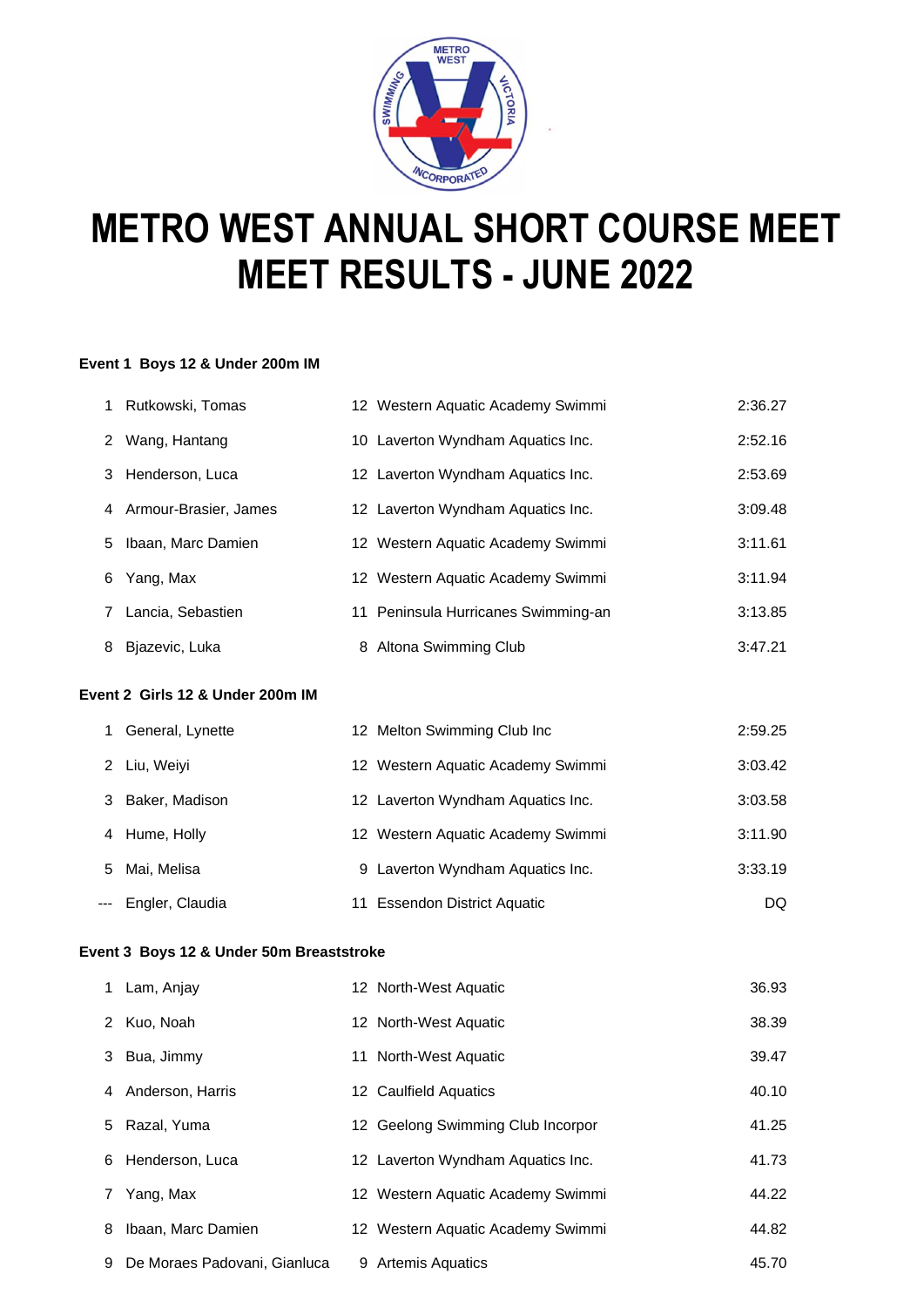# METRO WEST ANNUAL SHORT COURSE MEET
# MEET RESULTS - JUNE 2022

**Event 1 Boys 12 & Under 200m IM**

| Place | Name | Age | Team | Time |
|---|---|---|---|---|
| 1 | Rutkowski, Tomas | 12 | Western Aquatic Academy Swimmi | 2:36.27 |
| 2 | Wang, Hantang | 10 | Laverton Wyndham Aquatics Inc. | 2:52.16 |
| 3 | Henderson, Luca | 12 | Laverton Wyndham Aquatics Inc. | 2:53.69 |
| 4 | Armour-Brasier, James | 12 | Laverton Wyndham Aquatics Inc. | 3:09.48 |
| 5 | Ibaan, Marc Damien | 12 | Western Aquatic Academy Swimmi | 3:11.61 |
| 6 | Yang, Max | 12 | Western Aquatic Academy Swimmi | 3:11.94 |
| 7 | Lancia, Sebastien | 11 | Peninsula Hurricanes Swimming-an | 3:13.85 |
| 8 | Bjazevic, Luka | 8 | Altona Swimming Club | 3:47.21 |

**Event 2 Girls 12 & Under 200m IM**

| Place | Name | Age | Team | Time |
|---|---|---|---|---|
| 1 | General, Lynette | 12 | Melton Swimming Club Inc | 2:59.25 |
| 2 | Liu, Weiyi | 12 | Western Aquatic Academy Swimmi | 3:03.42 |
| 3 | Baker, Madison | 12 | Laverton Wyndham Aquatics Inc. | 3:03.58 |
| 4 | Hume, Holly | 12 | Western Aquatic Academy Swimmi | 3:11.90 |
| 5 | Mai, Melisa | 9 | Laverton Wyndham Aquatics Inc. | 3:33.19 |
| --- | Engler, Claudia | 11 | Essendon District Aquatic | DQ |

**Event 3 Boys 12 & Under 50m Breaststroke**

| Place | Name | Age | Team | Time |
|---|---|---|---|---|
| 1 | Lam, Anjay | 12 | North-West Aquatic | 36.93 |
| 2 | Kuo, Noah | 12 | North-West Aquatic | 38.39 |
| 3 | Bua, Jimmy | 11 | North-West Aquatic | 39.47 |
| 4 | Anderson, Harris | 12 | Caulfield Aquatics | 40.10 |
| 5 | Razal, Yuma | 12 | Geelong Swimming Club Incorpor | 41.25 |
| 6 | Henderson, Luca | 12 | Laverton Wyndham Aquatics Inc. | 41.73 |
| 7 | Yang, Max | 12 | Western Aquatic Academy Swimmi | 44.22 |
| 8 | Ibaan, Marc Damien | 12 | Western Aquatic Academy Swimmi | 44.82 |
| 9 | De Moraes Padovani, Gianluca | 9 | Artemis Aquatics | 45.70 |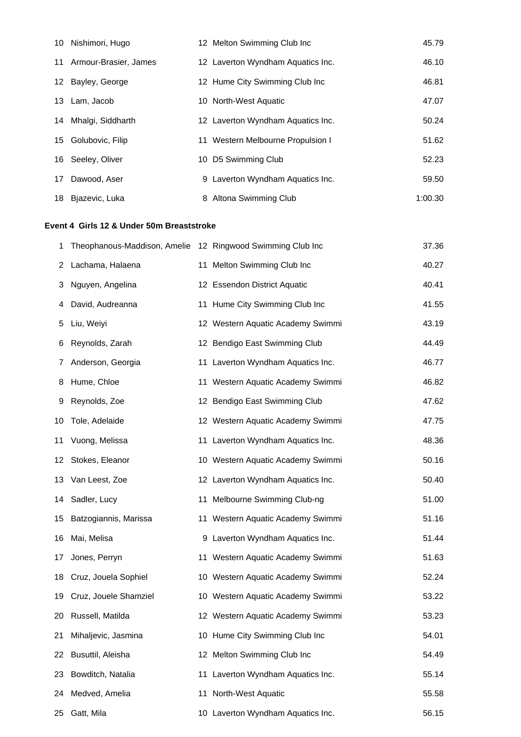| | | | | |
|---|---|---|---|---|
| 10 | Nishimori, Hugo | 12 | Melton Swimming Club Inc | 45.79 |
| 11 | Armour-Brasier, James | 12 | Laverton Wyndham Aquatics Inc. | 46.10 |
| 12 | Bayley, George | 12 | Hume City Swimming Club Inc | 46.81 |
| 13 | Lam, Jacob | 10 | North-West Aquatic | 47.07 |
| 14 | Mhalgi, Siddharth | 12 | Laverton Wyndham Aquatics Inc. | 50.24 |
| 15 | Golubovic, Filip | 11 | Western Melbourne Propulsion I | 51.62 |
| 16 | Seeley, Oliver | 10 | D5 Swimming Club | 52.23 |
| 17 | Dawood, Aser | 9 | Laverton Wyndham Aquatics Inc. | 59.50 |
| 18 | Bjazevic, Luka | 8 | Altona Swimming Club | 1:00.30 |

**Event 4 Girls 12 & Under 50m Breaststroke**

| | | | | |
|---|---|---|---|---|
| 1 | Theophanous-Maddison, Amelie | 12 | Ringwood Swimming Club Inc | 37.36 |
| 2 | Lachama, Halaena | 11 | Melton Swimming Club Inc | 40.27 |
| 3 | Nguyen, Angelina | 12 | Essendon District Aquatic | 40.41 |
| 4 | David, Audreanna | 11 | Hume City Swimming Club Inc | 41.55 |
| 5 | Liu, Weiyi | 12 | Western Aquatic Academy Swimmi | 43.19 |
| 6 | Reynolds, Zarah | 12 | Bendigo East Swimming Club | 44.49 |
| 7 | Anderson, Georgia | 11 | Laverton Wyndham Aquatics Inc. | 46.77 |
| 8 | Hume, Chloe | 11 | Western Aquatic Academy Swimmi | 46.82 |
| 9 | Reynolds, Zoe | 12 | Bendigo East Swimming Club | 47.62 |
| 10 | Tole, Adelaide | 12 | Western Aquatic Academy Swimmi | 47.75 |
| 11 | Vuong, Melissa | 11 | Laverton Wyndham Aquatics Inc. | 48.36 |
| 12 | Stokes, Eleanor | 10 | Western Aquatic Academy Swimmi | 50.16 |
| 13 | Van Leest, Zoe | 12 | Laverton Wyndham Aquatics Inc. | 50.40 |
| 14 | Sadler, Lucy | 11 | Melbourne Swimming Club-ng | 51.00 |
| 15 | Batzogiannis, Marissa | 11 | Western Aquatic Academy Swimmi | 51.16 |
| 16 | Mai, Melisa | 9 | Laverton Wyndham Aquatics Inc. | 51.44 |
| 17 | Jones, Perryn | 11 | Western Aquatic Academy Swimmi | 51.63 |
| 18 | Cruz, Jouela Sophiel | 10 | Western Aquatic Academy Swimmi | 52.24 |
| 19 | Cruz, Jouele Shamziel | 10 | Western Aquatic Academy Swimmi | 53.22 |
| 20 | Russell, Matilda | 12 | Western Aquatic Academy Swimmi | 53.23 |
| 21 | Mihaljevic, Jasmina | 10 | Hume City Swimming Club Inc | 54.01 |
| 22 | Busuttil, Aleisha | 12 | Melton Swimming Club Inc | 54.49 |
| 23 | Bowditch, Natalia | 11 | Laverton Wyndham Aquatics Inc. | 55.14 |
| 24 | Medved, Amelia | 11 | North-West Aquatic | 55.58 |
| 25 | Gatt, Mila | 10 | Laverton Wyndham Aquatics Inc. | 56.15 |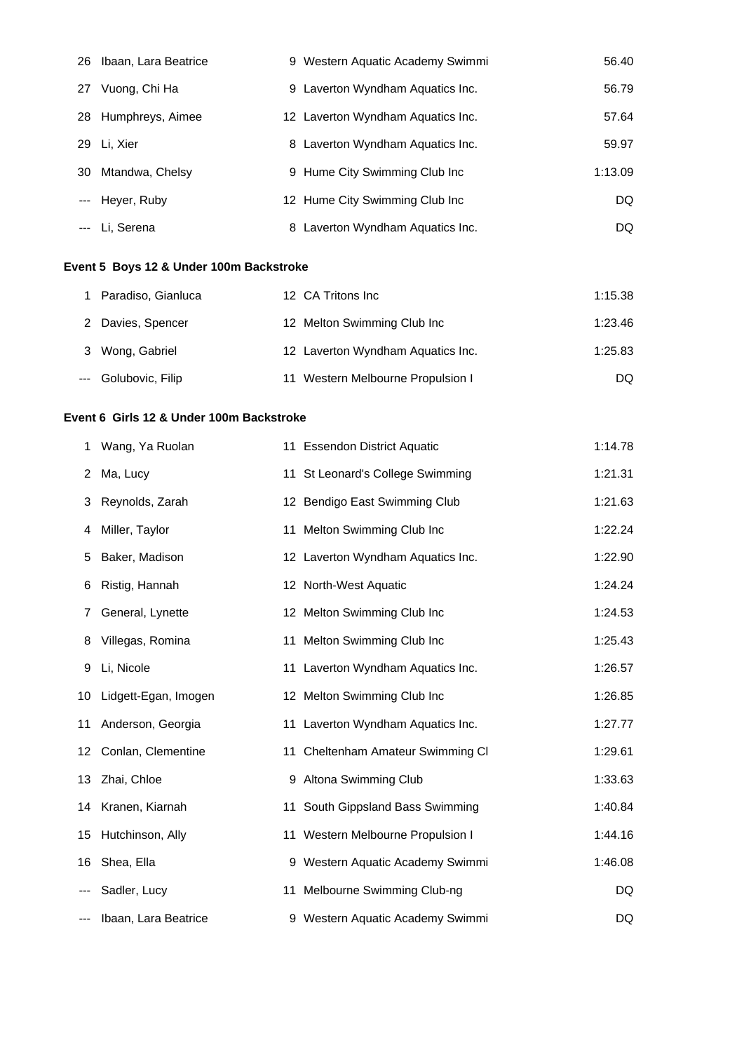| | | | | |
|---|---|---|---|---|
| 26 | Ibaan, Lara Beatrice | 9 | Western Aquatic Academy Swimmi | 56.40 |
| 27 | Vuong, Chi Ha | 9 | Laverton Wyndham Aquatics Inc. | 56.79 |
| 28 | Humphreys, Aimee | 12 | Laverton Wyndham Aquatics Inc. | 57.64 |
| 29 | Li, Xier | 8 | Laverton Wyndham Aquatics Inc. | 59.97 |
| 30 | Mtandwa, Chelsy | 9 | Hume City Swimming Club Inc | 1:13.09 |
| --- | Heyer, Ruby | 12 | Hume City Swimming Club Inc | DQ |
| --- | Li, Serena | 8 | Laverton Wyndham Aquatics Inc. | DQ |

**Event 5 Boys 12 & Under 100m Backstroke**

| | | | | |
|---|---|---|---|---|
| 1 | Paradiso, Gianluca | 12 | CA Tritons Inc | 1:15.38 |
| 2 | Davies, Spencer | 12 | Melton Swimming Club Inc | 1:23.46 |
| 3 | Wong, Gabriel | 12 | Laverton Wyndham Aquatics Inc. | 1:25.83 |
| --- | Golubovic, Filip | 11 | Western Melbourne Propulsion I | DQ |

**Event 6 Girls 12 & Under 100m Backstroke**

| | | | | |
|---|---|---|---|---|
| 1 | Wang, Ya Ruolan | 11 | Essendon District Aquatic | 1:14.78 |
| 2 | Ma, Lucy | 11 | St Leonard's College Swimming | 1:21.31 |
| 3 | Reynolds, Zarah | 12 | Bendigo East Swimming Club | 1:21.63 |
| 4 | Miller, Taylor | 11 | Melton Swimming Club Inc | 1:22.24 |
| 5 | Baker, Madison | 12 | Laverton Wyndham Aquatics Inc. | 1:22.90 |
| 6 | Ristig, Hannah | 12 | North-West Aquatic | 1:24.24 |
| 7 | General, Lynette | 12 | Melton Swimming Club Inc | 1:24.53 |
| 8 | Villegas, Romina | 11 | Melton Swimming Club Inc | 1:25.43 |
| 9 | Li, Nicole | 11 | Laverton Wyndham Aquatics Inc. | 1:26.57 |
| 10 | Lidgett-Egan, Imogen | 12 | Melton Swimming Club Inc | 1:26.85 |
| 11 | Anderson, Georgia | 11 | Laverton Wyndham Aquatics Inc. | 1:27.77 |
| 12 | Conlan, Clementine | 11 | Cheltenham Amateur Swimming Cl | 1:29.61 |
| 13 | Zhai, Chloe | 9 | Altona Swimming Club | 1:33.63 |
| 14 | Kranen, Kiarnah | 11 | South Gippsland Bass Swimming | 1:40.84 |
| 15 | Hutchinson, Ally | 11 | Western Melbourne Propulsion I | 1:44.16 |
| 16 | Shea, Ella | 9 | Western Aquatic Academy Swimmi | 1:46.08 |
| --- | Sadler, Lucy | 11 | Melbourne Swimming Club-ng | DQ |
| --- | Ibaan, Lara Beatrice | 9 | Western Aquatic Academy Swimmi | DQ |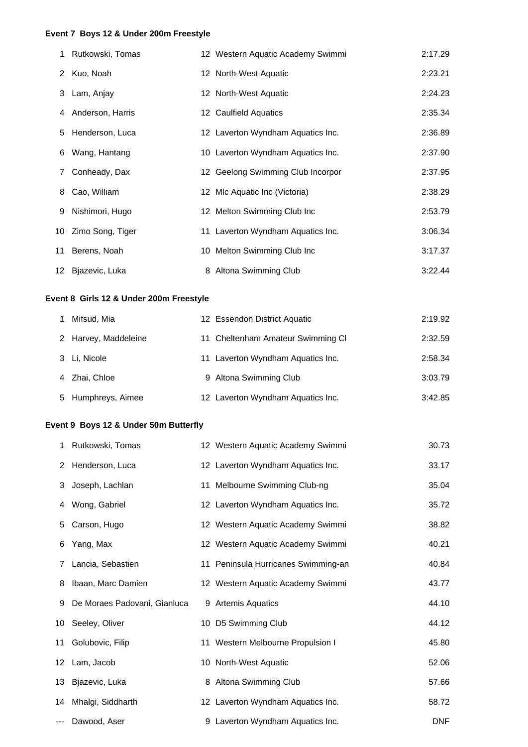### Event 7 Boys 12 & Under 200m Freestyle

| | | | | |
|---|---|---|---|---|
| 1 | Rutkowski, Tomas | 12 | Western Aquatic Academy Swimmi | 2:17.29 |
| 2 | Kuo, Noah | 12 | North-West Aquatic | 2:23.21 |
| 3 | Lam, Anjay | 12 | North-West Aquatic | 2:24.23 |
| 4 | Anderson, Harris | 12 | Caulfield Aquatics | 2:35.34 |
| 5 | Henderson, Luca | 12 | Laverton Wyndham Aquatics Inc. | 2:36.89 |
| 6 | Wang, Hantang | 10 | Laverton Wyndham Aquatics Inc. | 2:37.90 |
| 7 | Conheady, Dax | 12 | Geelong Swimming Club Incorpor | 2:37.95 |
| 8 | Cao, William | 12 | Mlc Aquatic Inc (Victoria) | 2:38.29 |
| 9 | Nishimori, Hugo | 12 | Melton Swimming Club Inc | 2:53.79 |
| 10 | Zimo Song, Tiger | 11 | Laverton Wyndham Aquatics Inc. | 3:06.34 |
| 11 | Berens, Noah | 10 | Melton Swimming Club Inc | 3:17.37 |
| 12 | Bjazevic, Luka | 8 | Altona Swimming Club | 3:22.44 |

### Event 8 Girls 12 & Under 200m Freestyle

| | | | | |
|---|---|---|---|---|
| 1 | Mifsud, Mia | 12 | Essendon District Aquatic | 2:19.92 |
| 2 | Harvey, Maddeleine | 11 | Cheltenham Amateur Swimming Cl | 2:32.59 |
| 3 | Li, Nicole | 11 | Laverton Wyndham Aquatics Inc. | 2:58.34 |
| 4 | Zhai, Chloe | 9 | Altona Swimming Club | 3:03.79 |
| 5 | Humphreys, Aimee | 12 | Laverton Wyndham Aquatics Inc. | 3:42.85 |

### Event 9 Boys 12 & Under 50m Butterfly

| | | | | |
|---|---|---|---|---|
| 1 | Rutkowski, Tomas | 12 | Western Aquatic Academy Swimmi | 30.73 |
| 2 | Henderson, Luca | 12 | Laverton Wyndham Aquatics Inc. | 33.17 |
| 3 | Joseph, Lachlan | 11 | Melbourne Swimming Club-ng | 35.04 |
| 4 | Wong, Gabriel | 12 | Laverton Wyndham Aquatics Inc. | 35.72 |
| 5 | Carson, Hugo | 12 | Western Aquatic Academy Swimmi | 38.82 |
| 6 | Yang, Max | 12 | Western Aquatic Academy Swimmi | 40.21 |
| 7 | Lancia, Sebastien | 11 | Peninsula Hurricanes Swimming-an | 40.84 |
| 8 | Ibaan, Marc Damien | 12 | Western Aquatic Academy Swimmi | 43.77 |
| 9 | De Moraes Padovani, Gianluca | 9 | Artemis Aquatics | 44.10 |
| 10 | Seeley, Oliver | 10 | D5 Swimming Club | 44.12 |
| 11 | Golubovic, Filip | 11 | Western Melbourne Propulsion I | 45.80 |
| 12 | Lam, Jacob | 10 | North-West Aquatic | 52.06 |
| 13 | Bjazevic, Luka | 8 | Altona Swimming Club | 57.66 |
| 14 | Mhalgi, Siddharth | 12 | Laverton Wyndham Aquatics Inc. | 58.72 |
| --- | Dawood, Aser | 9 | Laverton Wyndham Aquatics Inc. | DNF |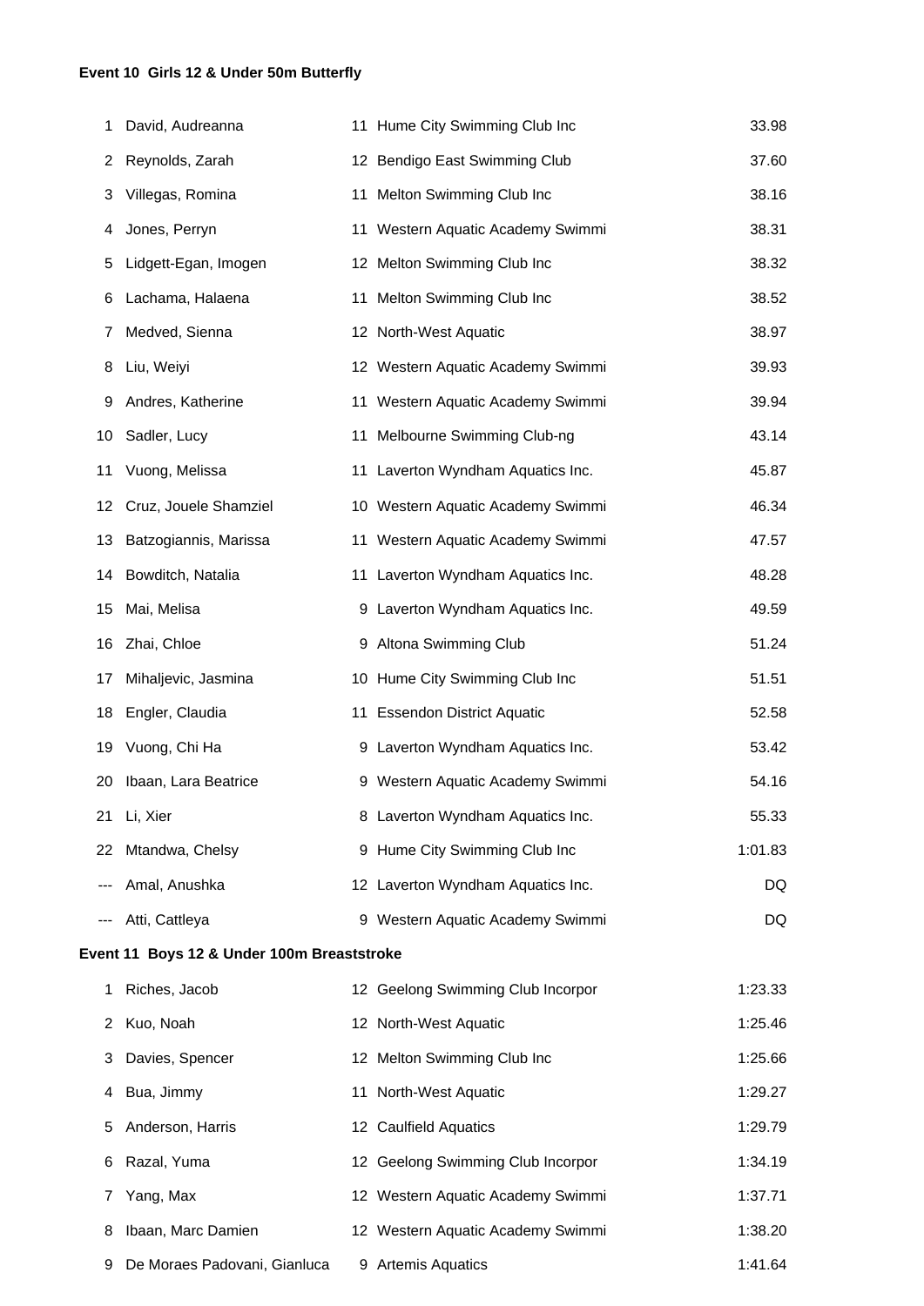**Event 10 Girls 12 & Under 50m Butterfly**

| Place | Name | Age | Club | Time |
|---|---|---|---|---|
| 1 | David, Audreanna | 11 | Hume City Swimming Club Inc | 33.98 |
| 2 | Reynolds, Zarah | 12 | Bendigo East Swimming Club | 37.60 |
| 3 | Villegas, Romina | 11 | Melton Swimming Club Inc | 38.16 |
| 4 | Jones, Perryn | 11 | Western Aquatic Academy Swimmi | 38.31 |
| 5 | Lidgett-Egan, Imogen | 12 | Melton Swimming Club Inc | 38.32 |
| 6 | Lachama, Halaena | 11 | Melton Swimming Club Inc | 38.52 |
| 7 | Medved, Sienna | 12 | North-West Aquatic | 38.97 |
| 8 | Liu, Weiyi | 12 | Western Aquatic Academy Swimmi | 39.93 |
| 9 | Andres, Katherine | 11 | Western Aquatic Academy Swimmi | 39.94 |
| 10 | Sadler, Lucy | 11 | Melbourne Swimming Club-ng | 43.14 |
| 11 | Vuong, Melissa | 11 | Laverton Wyndham Aquatics Inc. | 45.87 |
| 12 | Cruz, Jouele Shamziel | 10 | Western Aquatic Academy Swimmi | 46.34 |
| 13 | Batzogiannis, Marissa | 11 | Western Aquatic Academy Swimmi | 47.57 |
| 14 | Bowditch, Natalia | 11 | Laverton Wyndham Aquatics Inc. | 48.28 |
| 15 | Mai, Melisa | 9 | Laverton Wyndham Aquatics Inc. | 49.59 |
| 16 | Zhai, Chloe | 9 | Altona Swimming Club | 51.24 |
| 17 | Mihaljevic, Jasmina | 10 | Hume City Swimming Club Inc | 51.51 |
| 18 | Engler, Claudia | 11 | Essendon District Aquatic | 52.58 |
| 19 | Vuong, Chi Ha | 9 | Laverton Wyndham Aquatics Inc. | 53.42 |
| 20 | Ibaan, Lara Beatrice | 9 | Western Aquatic Academy Swimmi | 54.16 |
| 21 | Li, Xier | 8 | Laverton Wyndham Aquatics Inc. | 55.33 |
| 22 | Mtandwa, Chelsy | 9 | Hume City Swimming Club Inc | 1:01.83 |
| --- | Amal, Anushka | 12 | Laverton Wyndham Aquatics Inc. | DQ |
| --- | Atti, Cattleya | 9 | Western Aquatic Academy Swimmi | DQ |

**Event 11 Boys 12 & Under 100m Breaststroke**

| Place | Name | Age | Club | Time |
|---|---|---|---|---|
| 1 | Riches, Jacob | 12 | Geelong Swimming Club Incorpor | 1:23.33 |
| 2 | Kuo, Noah | 12 | North-West Aquatic | 1:25.46 |
| 3 | Davies, Spencer | 12 | Melton Swimming Club Inc | 1:25.66 |
| 4 | Bua, Jimmy | 11 | North-West Aquatic | 1:29.27 |
| 5 | Anderson, Harris | 12 | Caulfield Aquatics | 1:29.79 |
| 6 | Razal, Yuma | 12 | Geelong Swimming Club Incorpor | 1:34.19 |
| 7 | Yang, Max | 12 | Western Aquatic Academy Swimmi | 1:37.71 |
| 8 | Ibaan, Marc Damien | 12 | Western Aquatic Academy Swimmi | 1:38.20 |
| 9 | De Moraes Padovani, Gianluca | 9 | Artemis Aquatics | 1:41.64 |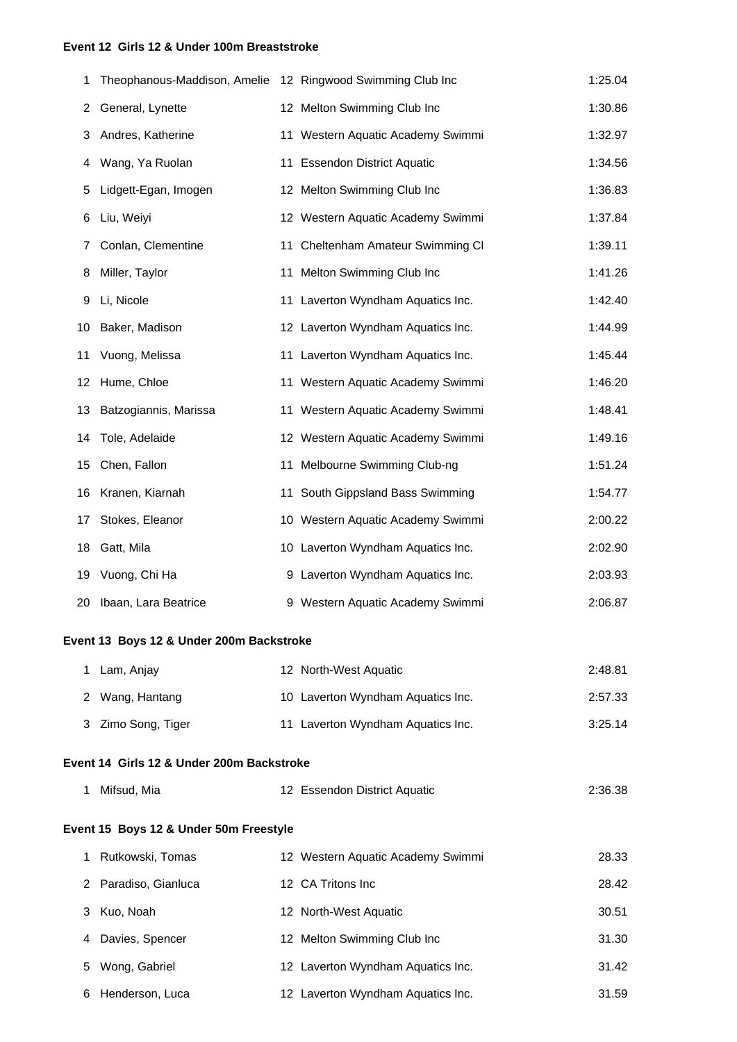**Event 12 Girls 12 & Under 100m Breaststroke**

| | | | | |
|---|---|---|---|---|
| 1 | Theophanous-Maddison, Amelie | 12 | Ringwood Swimming Club Inc | 1:25.04 |
| 2 | General, Lynette | 12 | Melton Swimming Club Inc | 1:30.86 |
| 3 | Andres, Katherine | 11 | Western Aquatic Academy Swimmi | 1:32.97 |
| 4 | Wang, Ya Ruolan | 11 | Essendon District Aquatic | 1:34.56 |
| 5 | Lidgett-Egan, Imogen | 12 | Melton Swimming Club Inc | 1:36.83 |
| 6 | Liu, Weiyi | 12 | Western Aquatic Academy Swimmi | 1:37.84 |
| 7 | Conlan, Clementine | 11 | Cheltenham Amateur Swimming Cl | 1:39.11 |
| 8 | Miller, Taylor | 11 | Melton Swimming Club Inc | 1:41.26 |
| 9 | Li, Nicole | 11 | Laverton Wyndham Aquatics Inc. | 1:42.40 |
| 10 | Baker, Madison | 12 | Laverton Wyndham Aquatics Inc. | 1:44.99 |
| 11 | Vuong, Melissa | 11 | Laverton Wyndham Aquatics Inc. | 1:45.44 |
| 12 | Hume, Chloe | 11 | Western Aquatic Academy Swimmi | 1:46.20 |
| 13 | Batzogiannis, Marissa | 11 | Western Aquatic Academy Swimmi | 1:48.41 |
| 14 | Tole, Adelaide | 12 | Western Aquatic Academy Swimmi | 1:49.16 |
| 15 | Chen, Fallon | 11 | Melbourne Swimming Club-ng | 1:51.24 |
| 16 | Kranen, Kiarnah | 11 | South Gippsland Bass Swimming | 1:54.77 |
| 17 | Stokes, Eleanor | 10 | Western Aquatic Academy Swimmi | 2:00.22 |
| 18 | Gatt, Mila | 10 | Laverton Wyndham Aquatics Inc. | 2:02.90 |
| 19 | Vuong, Chi Ha | 9 | Laverton Wyndham Aquatics Inc. | 2:03.93 |
| 20 | Ibaan, Lara Beatrice | 9 | Western Aquatic Academy Swimmi | 2:06.87 |

**Event 13 Boys 12 & Under 200m Backstroke**

| | | | | |
|---|---|---|---|---|
| 1 | Lam, Anjay | 12 | North-West Aquatic | 2:48.81 |
| 2 | Wang, Hantang | 10 | Laverton Wyndham Aquatics Inc. | 2:57.33 |
| 3 | Zimo Song, Tiger | 11 | Laverton Wyndham Aquatics Inc. | 3:25.14 |

**Event 14 Girls 12 & Under 200m Backstroke**

| | | | | |
|---|---|---|---|---|
| 1 | Mifsud, Mia | 12 | Essendon District Aquatic | 2:36.38 |

**Event 15 Boys 12 & Under 50m Freestyle**

| | | | | |
|---|---|---|---|---|
| 1 | Rutkowski, Tomas | 12 | Western Aquatic Academy Swimmi | 28.33 |
| 2 | Paradiso, Gianluca | 12 | CA Tritons Inc | 28.42 |
| 3 | Kuo, Noah | 12 | North-West Aquatic | 30.51 |
| 4 | Davies, Spencer | 12 | Melton Swimming Club Inc | 31.30 |
| 5 | Wong, Gabriel | 12 | Laverton Wyndham Aquatics Inc. | 31.42 |
| 6 | Henderson, Luca | 12 | Laverton Wyndham Aquatics Inc. | 31.59 |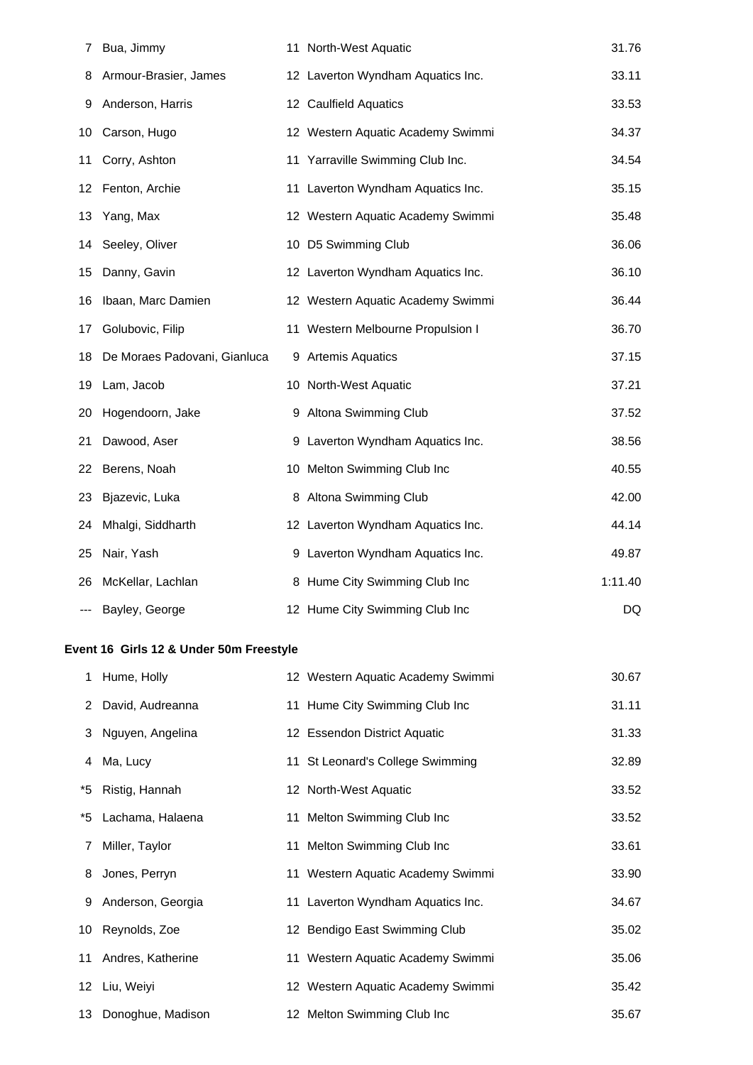| | | | | |
|---|---|---|---|---|
| 7 | Bua, Jimmy | 11 | North-West Aquatic | 31.76 |
| 8 | Armour-Brasier, James | 12 | Laverton Wyndham Aquatics Inc. | 33.11 |
| 9 | Anderson, Harris | 12 | Caulfield Aquatics | 33.53 |
| 10 | Carson, Hugo | 12 | Western Aquatic Academy Swimmi | 34.37 |
| 11 | Corry, Ashton | 11 | Yarraville Swimming Club Inc. | 34.54 |
| 12 | Fenton, Archie | 11 | Laverton Wyndham Aquatics Inc. | 35.15 |
| 13 | Yang, Max | 12 | Western Aquatic Academy Swimmi | 35.48 |
| 14 | Seeley, Oliver | 10 | D5 Swimming Club | 36.06 |
| 15 | Danny, Gavin | 12 | Laverton Wyndham Aquatics Inc. | 36.10 |
| 16 | Ibaan, Marc Damien | 12 | Western Aquatic Academy Swimmi | 36.44 |
| 17 | Golubovic, Filip | 11 | Western Melbourne Propulsion I | 36.70 |
| 18 | De Moraes Padovani, Gianluca | 9 | Artemis Aquatics | 37.15 |
| 19 | Lam, Jacob | 10 | North-West Aquatic | 37.21 |
| 20 | Hogendoorn, Jake | 9 | Altona Swimming Club | 37.52 |
| 21 | Dawood, Aser | 9 | Laverton Wyndham Aquatics Inc. | 38.56 |
| 22 | Berens, Noah | 10 | Melton Swimming Club Inc | 40.55 |
| 23 | Bjazevic, Luka | 8 | Altona Swimming Club | 42.00 |
| 24 | Mhalgi, Siddharth | 12 | Laverton Wyndham Aquatics Inc. | 44.14 |
| 25 | Nair, Yash | 9 | Laverton Wyndham Aquatics Inc. | 49.87 |
| 26 | McKellar, Lachlan | 8 | Hume City Swimming Club Inc | 1:11.40 |
| --- | Bayley, George | 12 | Hume City Swimming Club Inc | DQ |

**Event 16 Girls 12 & Under 50m Freestyle**

| | | | | |
|---|---|---|---|---|
| 1 | Hume, Holly | 12 | Western Aquatic Academy Swimmi | 30.67 |
| 2 | David, Audreanna | 11 | Hume City Swimming Club Inc | 31.11 |
| 3 | Nguyen, Angelina | 12 | Essendon District Aquatic | 31.33 |
| 4 | Ma, Lucy | 11 | St Leonard's College Swimming | 32.89 |
| *5 | Ristig, Hannah | 12 | North-West Aquatic | 33.52 |
| *5 | Lachama, Halaena | 11 | Melton Swimming Club Inc | 33.52 |
| 7 | Miller, Taylor | 11 | Melton Swimming Club Inc | 33.61 |
| 8 | Jones, Perryn | 11 | Western Aquatic Academy Swimmi | 33.90 |
| 9 | Anderson, Georgia | 11 | Laverton Wyndham Aquatics Inc. | 34.67 |
| 10 | Reynolds, Zoe | 12 | Bendigo East Swimming Club | 35.02 |
| 11 | Andres, Katherine | 11 | Western Aquatic Academy Swimmi | 35.06 |
| 12 | Liu, Weiyi | 12 | Western Aquatic Academy Swimmi | 35.42 |
| 13 | Donoghue, Madison | 12 | Melton Swimming Club Inc | 35.67 |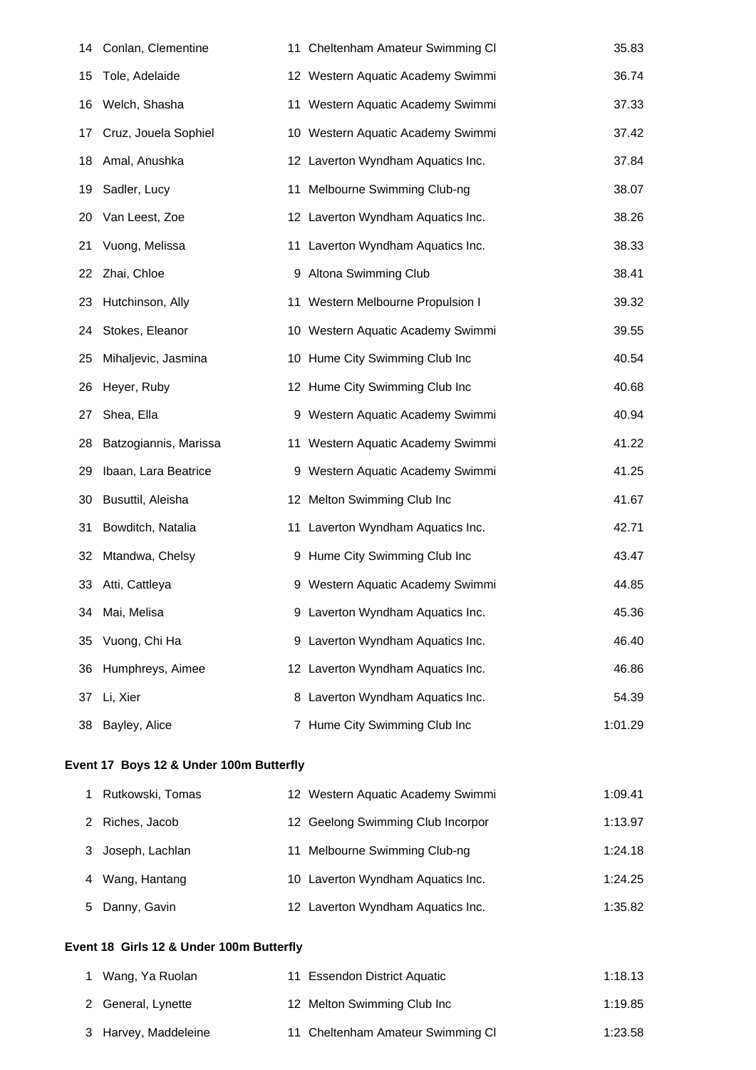| | | | | |
|---|---|---|---|---|
| 14 | Conlan, Clementine | 11 | Cheltenham Amateur Swimming Cl | 35.83 |
| 15 | Tole, Adelaide | 12 | Western Aquatic Academy Swimmi | 36.74 |
| 16 | Welch, Shasha | 11 | Western Aquatic Academy Swimmi | 37.33 |
| 17 | Cruz, Jouela Sophiel | 10 | Western Aquatic Academy Swimmi | 37.42 |
| 18 | Amal, Anushka | 12 | Laverton Wyndham Aquatics Inc. | 37.84 |
| 19 | Sadler, Lucy | 11 | Melbourne Swimming Club-ng | 38.07 |
| 20 | Van Leest, Zoe | 12 | Laverton Wyndham Aquatics Inc. | 38.26 |
| 21 | Vuong, Melissa | 11 | Laverton Wyndham Aquatics Inc. | 38.33 |
| 22 | Zhai, Chloe | 9 | Altona Swimming Club | 38.41 |
| 23 | Hutchinson, Ally | 11 | Western Melbourne Propulsion I | 39.32 |
| 24 | Stokes, Eleanor | 10 | Western Aquatic Academy Swimmi | 39.55 |
| 25 | Mihaljevic, Jasmina | 10 | Hume City Swimming Club Inc | 40.54 |
| 26 | Heyer, Ruby | 12 | Hume City Swimming Club Inc | 40.68 |
| 27 | Shea, Ella | 9 | Western Aquatic Academy Swimmi | 40.94 |
| 28 | Batzogiannis, Marissa | 11 | Western Aquatic Academy Swimmi | 41.22 |
| 29 | Ibaan, Lara Beatrice | 9 | Western Aquatic Academy Swimmi | 41.25 |
| 30 | Busuttil, Aleisha | 12 | Melton Swimming Club Inc | 41.67 |
| 31 | Bowditch, Natalia | 11 | Laverton Wyndham Aquatics Inc. | 42.71 |
| 32 | Mtandwa, Chelsy | 9 | Hume City Swimming Club Inc | 43.47 |
| 33 | Atti, Cattleya | 9 | Western Aquatic Academy Swimmi | 44.85 |
| 34 | Mai, Melisa | 9 | Laverton Wyndham Aquatics Inc. | 45.36 |
| 35 | Vuong, Chi Ha | 9 | Laverton Wyndham Aquatics Inc. | 46.40 |
| 36 | Humphreys, Aimee | 12 | Laverton Wyndham Aquatics Inc. | 46.86 |
| 37 | Li, Xier | 8 | Laverton Wyndham Aquatics Inc. | 54.39 |
| 38 | Bayley, Alice | 7 | Hume City Swimming Club Inc | 1:01.29 |

### Event 17 Boys 12 & Under 100m Butterfly

| | | | | |
|---|---|---|---|---|
| 1 | Rutkowski, Tomas | 12 | Western Aquatic Academy Swimmi | 1:09.41 |
| 2 | Riches, Jacob | 12 | Geelong Swimming Club Incorpor | 1:13.97 |
| 3 | Joseph, Lachlan | 11 | Melbourne Swimming Club-ng | 1:24.18 |
| 4 | Wang, Hantang | 10 | Laverton Wyndham Aquatics Inc. | 1:24.25 |
| 5 | Danny, Gavin | 12 | Laverton Wyndham Aquatics Inc. | 1:35.82 |

### Event 18 Girls 12 & Under 100m Butterfly

| | | | | |
|---|---|---|---|---|
| 1 | Wang, Ya Ruolan | 11 | Essendon District Aquatic | 1:18.13 |
| 2 | General, Lynette | 12 | Melton Swimming Club Inc | 1:19.85 |
| 3 | Harvey, Maddeleine | 11 | Cheltenham Amateur Swimming Cl | 1:23.58 |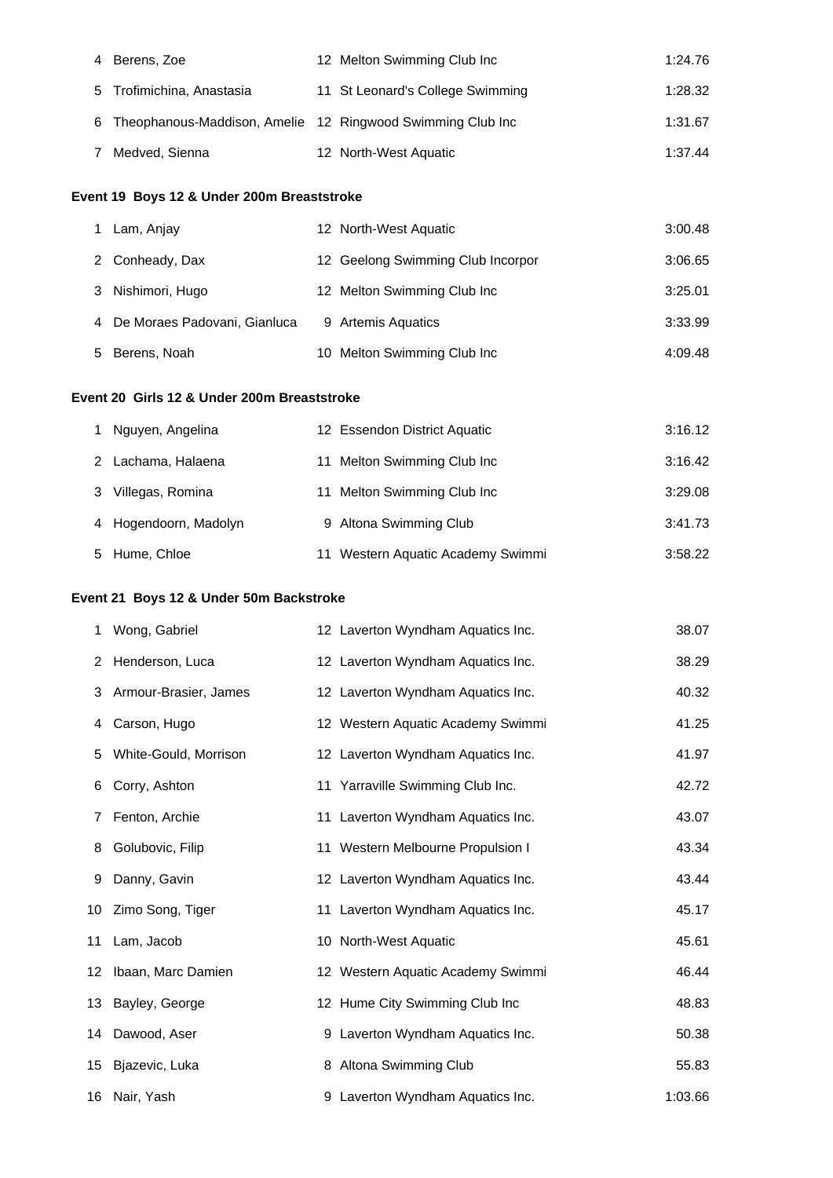| | | | | |
|---|---|---|---|---|
| 4 | Berens, Zoe | 12 | Melton Swimming Club Inc | 1:24.76 |
| 5 | Trofimichina, Anastasia | 11 | St Leonard's College Swimming | 1:28.32 |
| 6 | Theophanous-Maddison, Amelie | 12 | Ringwood Swimming Club Inc | 1:31.67 |
| 7 | Medved, Sienna | 12 | North-West Aquatic | 1:37.44 |

**Event 19 Boys 12 & Under 200m Breaststroke**

| | | | | |
|---|---|---|---|---|
| 1 | Lam, Anjay | 12 | North-West Aquatic | 3:00.48 |
| 2 | Conheady, Dax | 12 | Geelong Swimming Club Incorpor | 3:06.65 |
| 3 | Nishimori, Hugo | 12 | Melton Swimming Club Inc | 3:25.01 |
| 4 | De Moraes Padovani, Gianluca | 9 | Artemis Aquatics | 3:33.99 |
| 5 | Berens, Noah | 10 | Melton Swimming Club Inc | 4:09.48 |

**Event 20 Girls 12 & Under 200m Breaststroke**

| | | | | |
|---|---|---|---|---|
| 1 | Nguyen, Angelina | 12 | Essendon District Aquatic | 3:16.12 |
| 2 | Lachama, Halaena | 11 | Melton Swimming Club Inc | 3:16.42 |
| 3 | Villegas, Romina | 11 | Melton Swimming Club Inc | 3:29.08 |
| 4 | Hogendoorn, Madolyn | 9 | Altona Swimming Club | 3:41.73 |
| 5 | Hume, Chloe | 11 | Western Aquatic Academy Swimmi | 3:58.22 |

**Event 21 Boys 12 & Under 50m Backstroke**

| | | | | |
|---|---|---|---|---|
| 1 | Wong, Gabriel | 12 | Laverton Wyndham Aquatics Inc. | 38.07 |
| 2 | Henderson, Luca | 12 | Laverton Wyndham Aquatics Inc. | 38.29 |
| 3 | Armour-Brasier, James | 12 | Laverton Wyndham Aquatics Inc. | 40.32 |
| 4 | Carson, Hugo | 12 | Western Aquatic Academy Swimmi | 41.25 |
| 5 | White-Gould, Morrison | 12 | Laverton Wyndham Aquatics Inc. | 41.97 |
| 6 | Corry, Ashton | 11 | Yarraville Swimming Club Inc. | 42.72 |
| 7 | Fenton, Archie | 11 | Laverton Wyndham Aquatics Inc. | 43.07 |
| 8 | Golubovic, Filip | 11 | Western Melbourne Propulsion I | 43.34 |
| 9 | Danny, Gavin | 12 | Laverton Wyndham Aquatics Inc. | 43.44 |
| 10 | Zimo Song, Tiger | 11 | Laverton Wyndham Aquatics Inc. | 45.17 |
| 11 | Lam, Jacob | 10 | North-West Aquatic | 45.61 |
| 12 | Ibaan, Marc Damien | 12 | Western Aquatic Academy Swimmi | 46.44 |
| 13 | Bayley, George | 12 | Hume City Swimming Club Inc | 48.83 |
| 14 | Dawood, Aser | 9 | Laverton Wyndham Aquatics Inc. | 50.38 |
| 15 | Bjazevic, Luka | 8 | Altona Swimming Club | 55.83 |
| 16 | Nair, Yash | 9 | Laverton Wyndham Aquatics Inc. | 1:03.66 |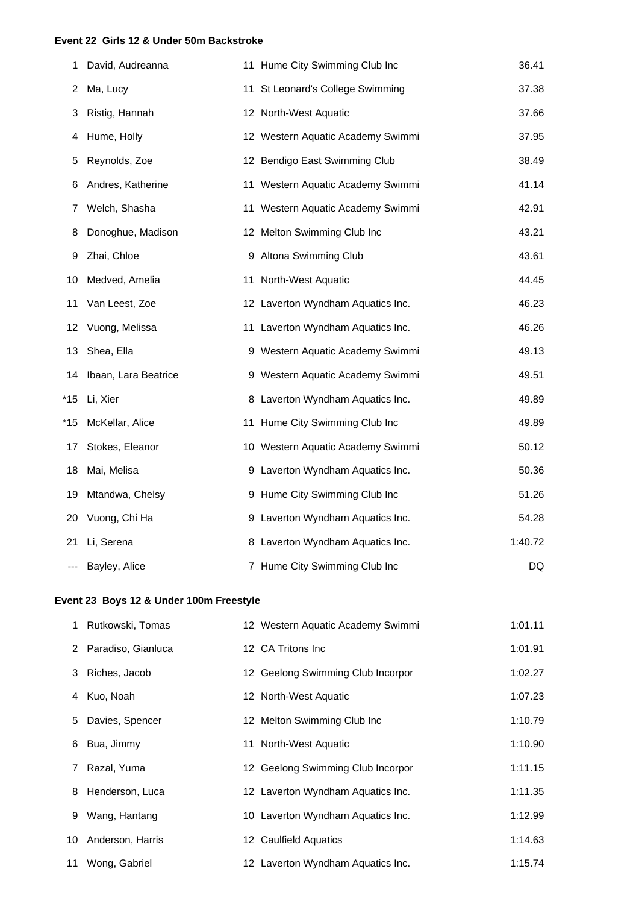**Event 22 Girls 12 & Under 50m Backstroke**

| Place | Name | Age | Club | Time |
|---|---|---|---|---|
| 1 | David, Audreanna | 11 | Hume City Swimming Club Inc | 36.41 |
| 2 | Ma, Lucy | 11 | St Leonard's College Swimming | 37.38 |
| 3 | Ristig, Hannah | 12 | North-West Aquatic | 37.66 |
| 4 | Hume, Holly | 12 | Western Aquatic Academy Swimmi | 37.95 |
| 5 | Reynolds, Zoe | 12 | Bendigo East Swimming Club | 38.49 |
| 6 | Andres, Katherine | 11 | Western Aquatic Academy Swimmi | 41.14 |
| 7 | Welch, Shasha | 11 | Western Aquatic Academy Swimmi | 42.91 |
| 8 | Donoghue, Madison | 12 | Melton Swimming Club Inc | 43.21 |
| 9 | Zhai, Chloe | 9 | Altona Swimming Club | 43.61 |
| 10 | Medved, Amelia | 11 | North-West Aquatic | 44.45 |
| 11 | Van Leest, Zoe | 12 | Laverton Wyndham Aquatics Inc. | 46.23 |
| 12 | Vuong, Melissa | 11 | Laverton Wyndham Aquatics Inc. | 46.26 |
| 13 | Shea, Ella | 9 | Western Aquatic Academy Swimmi | 49.13 |
| 14 | Ibaan, Lara Beatrice | 9 | Western Aquatic Academy Swimmi | 49.51 |
| *15 | Li, Xier | 8 | Laverton Wyndham Aquatics Inc. | 49.89 |
| *15 | McKellar, Alice | 11 | Hume City Swimming Club Inc | 49.89 |
| 17 | Stokes, Eleanor | 10 | Western Aquatic Academy Swimmi | 50.12 |
| 18 | Mai, Melisa | 9 | Laverton Wyndham Aquatics Inc. | 50.36 |
| 19 | Mtandwa, Chelsy | 9 | Hume City Swimming Club Inc | 51.26 |
| 20 | Vuong, Chi Ha | 9 | Laverton Wyndham Aquatics Inc. | 54.28 |
| 21 | Li, Serena | 8 | Laverton Wyndham Aquatics Inc. | 1:40.72 |
| --- | Bayley, Alice | 7 | Hume City Swimming Club Inc | DQ |

**Event 23 Boys 12 & Under 100m Freestyle**

| Place | Name | Age | Club | Time |
|---|---|---|---|---|
| 1 | Rutkowski, Tomas | 12 | Western Aquatic Academy Swimmi | 1:01.11 |
| 2 | Paradiso, Gianluca | 12 | CA Tritons Inc | 1:01.91 |
| 3 | Riches, Jacob | 12 | Geelong Swimming Club Incorpor | 1:02.27 |
| 4 | Kuo, Noah | 12 | North-West Aquatic | 1:07.23 |
| 5 | Davies, Spencer | 12 | Melton Swimming Club Inc | 1:10.79 |
| 6 | Bua, Jimmy | 11 | North-West Aquatic | 1:10.90 |
| 7 | Razal, Yuma | 12 | Geelong Swimming Club Incorpor | 1:11.15 |
| 8 | Henderson, Luca | 12 | Laverton Wyndham Aquatics Inc. | 1:11.35 |
| 9 | Wang, Hantang | 10 | Laverton Wyndham Aquatics Inc. | 1:12.99 |
| 10 | Anderson, Harris | 12 | Caulfield Aquatics | 1:14.63 |
| 11 | Wong, Gabriel | 12 | Laverton Wyndham Aquatics Inc. | 1:15.74 |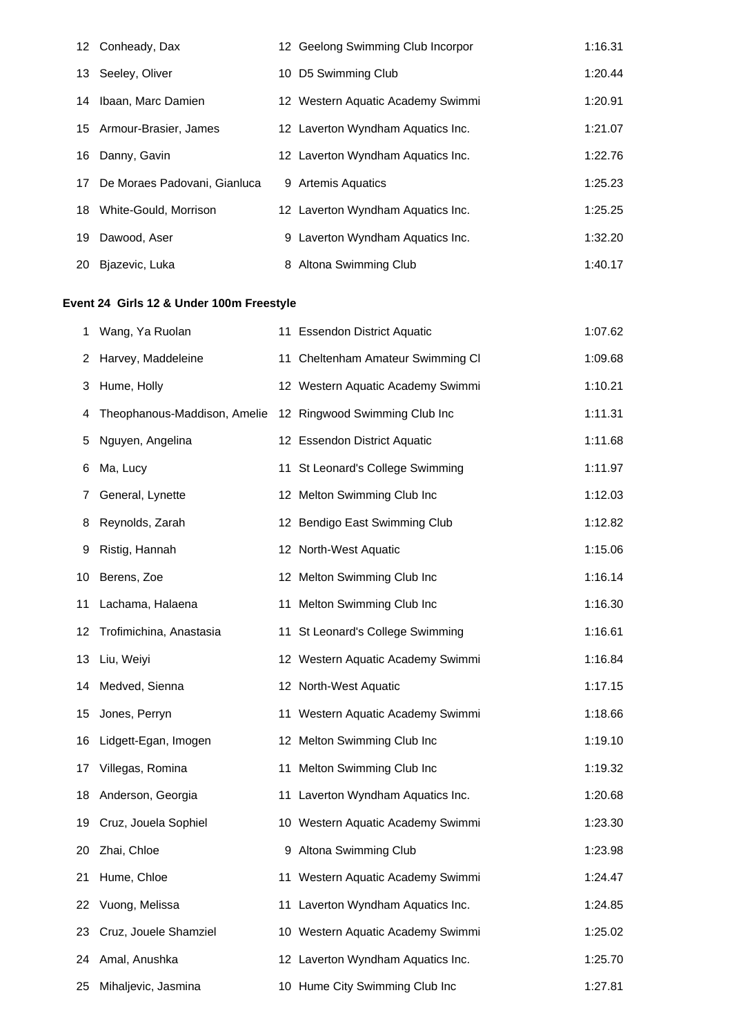| | | | | |
|---|---|---|---|---|
| 12 | Conheady, Dax | 12 | Geelong Swimming Club Incorpor | 1:16.31 |
| 13 | Seeley, Oliver | 10 | D5 Swimming Club | 1:20.44 |
| 14 | Ibaan, Marc Damien | 12 | Western Aquatic Academy Swimmi | 1:20.91 |
| 15 | Armour-Brasier, James | 12 | Laverton Wyndham Aquatics Inc. | 1:21.07 |
| 16 | Danny, Gavin | 12 | Laverton Wyndham Aquatics Inc. | 1:22.76 |
| 17 | De Moraes Padovani, Gianluca | 9 | Artemis Aquatics | 1:25.23 |
| 18 | White-Gould, Morrison | 12 | Laverton Wyndham Aquatics Inc. | 1:25.25 |
| 19 | Dawood, Aser | 9 | Laverton Wyndham Aquatics Inc. | 1:32.20 |
| 20 | Bjazevic, Luka | 8 | Altona Swimming Club | 1:40.17 |

**Event 24 Girls 12 & Under 100m Freestyle**

| | | | | |
|---|---|---|---|---|
| 1 | Wang, Ya Ruolan | 11 | Essendon District Aquatic | 1:07.62 |
| 2 | Harvey, Maddeleine | 11 | Cheltenham Amateur Swimming Cl | 1:09.68 |
| 3 | Hume, Holly | 12 | Western Aquatic Academy Swimmi | 1:10.21 |
| 4 | Theophanous-Maddison, Amelie | 12 | Ringwood Swimming Club Inc | 1:11.31 |
| 5 | Nguyen, Angelina | 12 | Essendon District Aquatic | 1:11.68 |
| 6 | Ma, Lucy | 11 | St Leonard's College Swimming | 1:11.97 |
| 7 | General, Lynette | 12 | Melton Swimming Club Inc | 1:12.03 |
| 8 | Reynolds, Zarah | 12 | Bendigo East Swimming Club | 1:12.82 |
| 9 | Ristig, Hannah | 12 | North-West Aquatic | 1:15.06 |
| 10 | Berens, Zoe | 12 | Melton Swimming Club Inc | 1:16.14 |
| 11 | Lachama, Halaena | 11 | Melton Swimming Club Inc | 1:16.30 |
| 12 | Trofimichina, Anastasia | 11 | St Leonard's College Swimming | 1:16.61 |
| 13 | Liu, Weiyi | 12 | Western Aquatic Academy Swimmi | 1:16.84 |
| 14 | Medved, Sienna | 12 | North-West Aquatic | 1:17.15 |
| 15 | Jones, Perryn | 11 | Western Aquatic Academy Swimmi | 1:18.66 |
| 16 | Lidgett-Egan, Imogen | 12 | Melton Swimming Club Inc | 1:19.10 |
| 17 | Villegas, Romina | 11 | Melton Swimming Club Inc | 1:19.32 |
| 18 | Anderson, Georgia | 11 | Laverton Wyndham Aquatics Inc. | 1:20.68 |
| 19 | Cruz, Jouela Sophiel | 10 | Western Aquatic Academy Swimmi | 1:23.30 |
| 20 | Zhai, Chloe | 9 | Altona Swimming Club | 1:23.98 |
| 21 | Hume, Chloe | 11 | Western Aquatic Academy Swimmi | 1:24.47 |
| 22 | Vuong, Melissa | 11 | Laverton Wyndham Aquatics Inc. | 1:24.85 |
| 23 | Cruz, Jouele Shamziel | 10 | Western Aquatic Academy Swimmi | 1:25.02 |
| 24 | Amal, Anushka | 12 | Laverton Wyndham Aquatics Inc. | 1:25.70 |
| 25 | Mihaljevic, Jasmina | 10 | Hume City Swimming Club Inc | 1:27.81 |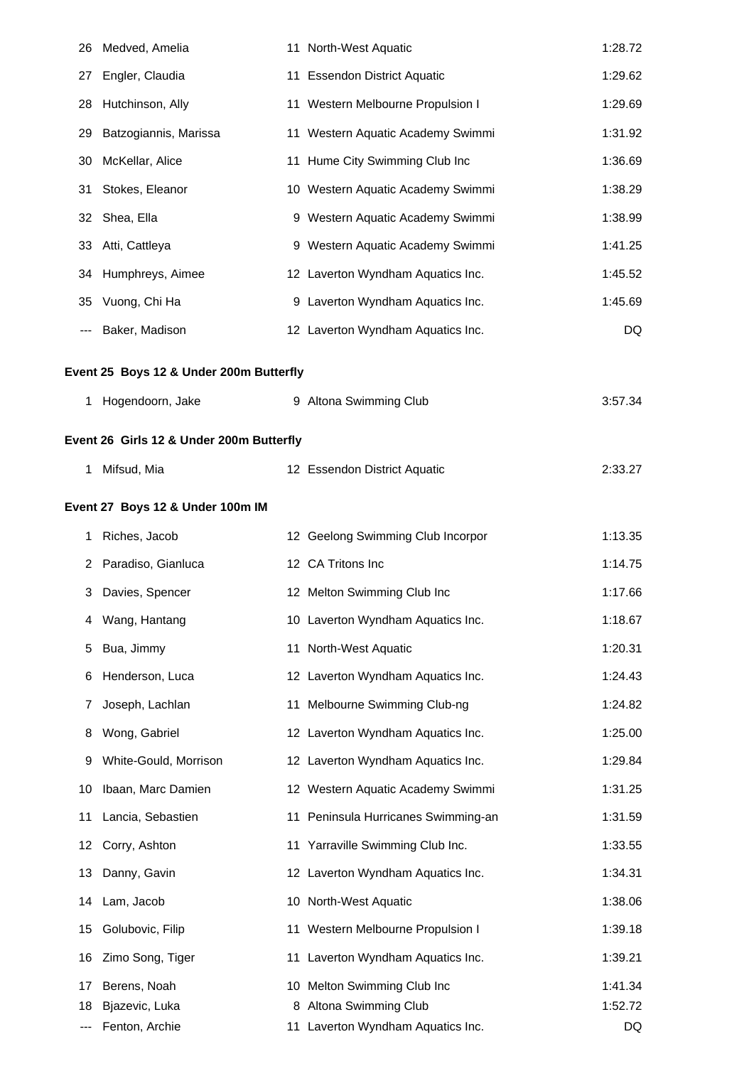| Place | Name | Age | Team | Time |
|---|---|---|---|---|
| 26 | Medved, Amelia | 11 | North-West Aquatic | 1:28.72 |
| 27 | Engler, Claudia | 11 | Essendon District Aquatic | 1:29.62 |
| 28 | Hutchinson, Ally | 11 | Western Melbourne Propulsion I | 1:29.69 |
| 29 | Batzogiannis, Marissa | 11 | Western Aquatic Academy Swimmi | 1:31.92 |
| 30 | McKellar, Alice | 11 | Hume City Swimming Club Inc | 1:36.69 |
| 31 | Stokes, Eleanor | 10 | Western Aquatic Academy Swimmi | 1:38.29 |
| 32 | Shea, Ella | 9 | Western Aquatic Academy Swimmi | 1:38.99 |
| 33 | Atti, Cattleya | 9 | Western Aquatic Academy Swimmi | 1:41.25 |
| 34 | Humphreys, Aimee | 12 | Laverton Wyndham Aquatics Inc. | 1:45.52 |
| 35 | Vuong, Chi Ha | 9 | Laverton Wyndham Aquatics Inc. | 1:45.69 |
| --- | Baker, Madison | 12 | Laverton Wyndham Aquatics Inc. | DQ |

**Event 25 Boys 12 & Under 200m Butterfly**

| Place | Name | Age | Team | Time |
|---|---|---|---|---|
| 1 | Hogendoorn, Jake | 9 | Altona Swimming Club | 3:57.34 |

**Event 26 Girls 12 & Under 200m Butterfly**

| Place | Name | Age | Team | Time |
|---|---|---|---|---|
| 1 | Mifsud, Mia | 12 | Essendon District Aquatic | 2:33.27 |

**Event 27 Boys 12 & Under 100m IM**

| Place | Name | Age | Team | Time |
|---|---|---|---|---|
| 1 | Riches, Jacob | 12 | Geelong Swimming Club Incorpor | 1:13.35 |
| 2 | Paradiso, Gianluca | 12 | CA Tritons Inc | 1:14.75 |
| 3 | Davies, Spencer | 12 | Melton Swimming Club Inc | 1:17.66 |
| 4 | Wang, Hantang | 10 | Laverton Wyndham Aquatics Inc. | 1:18.67 |
| 5 | Bua, Jimmy | 11 | North-West Aquatic | 1:20.31 |
| 6 | Henderson, Luca | 12 | Laverton Wyndham Aquatics Inc. | 1:24.43 |
| 7 | Joseph, Lachlan | 11 | Melbourne Swimming Club-ng | 1:24.82 |
| 8 | Wong, Gabriel | 12 | Laverton Wyndham Aquatics Inc. | 1:25.00 |
| 9 | White-Gould, Morrison | 12 | Laverton Wyndham Aquatics Inc. | 1:29.84 |
| 10 | Ibaan, Marc Damien | 12 | Western Aquatic Academy Swimmi | 1:31.25 |
| 11 | Lancia, Sebastien | 11 | Peninsula Hurricanes Swimming-an | 1:31.59 |
| 12 | Corry, Ashton | 11 | Yarraville Swimming Club Inc. | 1:33.55 |
| 13 | Danny, Gavin | 12 | Laverton Wyndham Aquatics Inc. | 1:34.31 |
| 14 | Lam, Jacob | 10 | North-West Aquatic | 1:38.06 |
| 15 | Golubovic, Filip | 11 | Western Melbourne Propulsion I | 1:39.18 |
| 16 | Zimo Song, Tiger | 11 | Laverton Wyndham Aquatics Inc. | 1:39.21 |
| 17 | Berens, Noah | 10 | Melton Swimming Club Inc | 1:41.34 |
| 18 | Bjazevic, Luka | 8 | Altona Swimming Club | 1:52.72 |
| --- | Fenton, Archie | 11 | Laverton Wyndham Aquatics Inc. | DQ |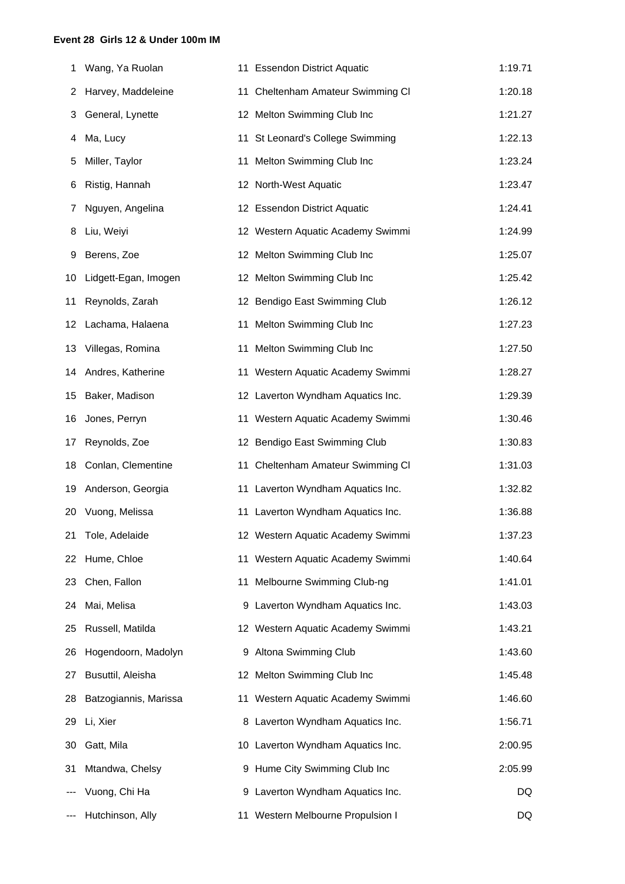**Event 28 Girls 12 & Under 100m IM**

| | | | | |
|---|---|---|---|---|
| 1 | Wang, Ya Ruolan | 11 | Essendon District Aquatic | 1:19.71 |
| 2 | Harvey, Maddeleine | 11 | Cheltenham Amateur Swimming Cl | 1:20.18 |
| 3 | General, Lynette | 12 | Melton Swimming Club Inc | 1:21.27 |
| 4 | Ma, Lucy | 11 | St Leonard's College Swimming | 1:22.13 |
| 5 | Miller, Taylor | 11 | Melton Swimming Club Inc | 1:23.24 |
| 6 | Ristig, Hannah | 12 | North-West Aquatic | 1:23.47 |
| 7 | Nguyen, Angelina | 12 | Essendon District Aquatic | 1:24.41 |
| 8 | Liu, Weiyi | 12 | Western Aquatic Academy Swimmi | 1:24.99 |
| 9 | Berens, Zoe | 12 | Melton Swimming Club Inc | 1:25.07 |
| 10 | Lidgett-Egan, Imogen | 12 | Melton Swimming Club Inc | 1:25.42 |
| 11 | Reynolds, Zarah | 12 | Bendigo East Swimming Club | 1:26.12 |
| 12 | Lachama, Halaena | 11 | Melton Swimming Club Inc | 1:27.23 |
| 13 | Villegas, Romina | 11 | Melton Swimming Club Inc | 1:27.50 |
| 14 | Andres, Katherine | 11 | Western Aquatic Academy Swimmi | 1:28.27 |
| 15 | Baker, Madison | 12 | Laverton Wyndham Aquatics Inc. | 1:29.39 |
| 16 | Jones, Perryn | 11 | Western Aquatic Academy Swimmi | 1:30.46 |
| 17 | Reynolds, Zoe | 12 | Bendigo East Swimming Club | 1:30.83 |
| 18 | Conlan, Clementine | 11 | Cheltenham Amateur Swimming Cl | 1:31.03 |
| 19 | Anderson, Georgia | 11 | Laverton Wyndham Aquatics Inc. | 1:32.82 |
| 20 | Vuong, Melissa | 11 | Laverton Wyndham Aquatics Inc. | 1:36.88 |
| 21 | Tole, Adelaide | 12 | Western Aquatic Academy Swimmi | 1:37.23 |
| 22 | Hume, Chloe | 11 | Western Aquatic Academy Swimmi | 1:40.64 |
| 23 | Chen, Fallon | 11 | Melbourne Swimming Club-ng | 1:41.01 |
| 24 | Mai, Melisa | 9 | Laverton Wyndham Aquatics Inc. | 1:43.03 |
| 25 | Russell, Matilda | 12 | Western Aquatic Academy Swimmi | 1:43.21 |
| 26 | Hogendoorn, Madolyn | 9 | Altona Swimming Club | 1:43.60 |
| 27 | Busuttil, Aleisha | 12 | Melton Swimming Club Inc | 1:45.48 |
| 28 | Batzogiannis, Marissa | 11 | Western Aquatic Academy Swimmi | 1:46.60 |
| 29 | Li, Xier | 8 | Laverton Wyndham Aquatics Inc. | 1:56.71 |
| 30 | Gatt, Mila | 10 | Laverton Wyndham Aquatics Inc. | 2:00.95 |
| 31 | Mtandwa, Chelsy | 9 | Hume City Swimming Club Inc | 2:05.99 |
| --- | Vuong, Chi Ha | 9 | Laverton Wyndham Aquatics Inc. | DQ |
| --- | Hutchinson, Ally | 11 | Western Melbourne Propulsion I | DQ |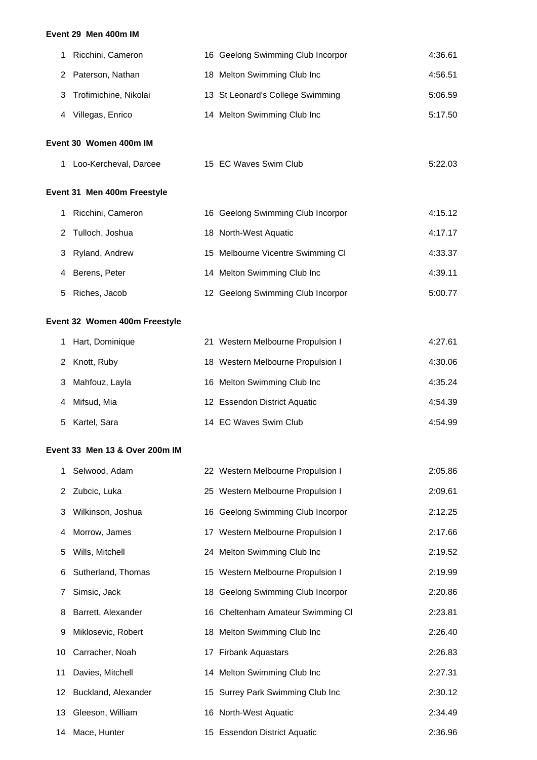**Event 29 Men 400m IM**

| Place | Name | Age | Club | Time |
|---|---|---|---|---|
| 1 | Ricchini, Cameron | 16 | Geelong Swimming Club Incorpor | 4:36.61 |
| 2 | Paterson, Nathan | 18 | Melton Swimming Club Inc | 4:56.51 |
| 3 | Trofimichine, Nikolai | 13 | St Leonard's College Swimming | 5:06.59 |
| 4 | Villegas, Enrico | 14 | Melton Swimming Club Inc | 5:17.50 |

**Event 30 Women 400m IM**

| Place | Name | Age | Club | Time |
|---|---|---|---|---|
| 1 | Loo-Kercheval, Darcee | 15 | EC Waves Swim Club | 5:22.03 |

**Event 31 Men 400m Freestyle**

| Place | Name | Age | Club | Time |
|---|---|---|---|---|
| 1 | Ricchini, Cameron | 16 | Geelong Swimming Club Incorpor | 4:15.12 |
| 2 | Tulloch, Joshua | 18 | North-West Aquatic | 4:17.17 |
| 3 | Ryland, Andrew | 15 | Melbourne Vicentre Swimming Cl | 4:33.37 |
| 4 | Berens, Peter | 14 | Melton Swimming Club Inc | 4:39.11 |
| 5 | Riches, Jacob | 12 | Geelong Swimming Club Incorpor | 5:00.77 |

**Event 32 Women 400m Freestyle**

| Place | Name | Age | Club | Time |
|---|---|---|---|---|
| 1 | Hart, Dominique | 21 | Western Melbourne Propulsion I | 4:27.61 |
| 2 | Knott, Ruby | 18 | Western Melbourne Propulsion I | 4:30.06 |
| 3 | Mahfouz, Layla | 16 | Melton Swimming Club Inc | 4:35.24 |
| 4 | Mifsud, Mia | 12 | Essendon District Aquatic | 4:54.39 |
| 5 | Kartel, Sara | 14 | EC Waves Swim Club | 4:54.99 |

**Event 33 Men 13 & Over 200m IM**

| Place | Name | Age | Club | Time |
|---|---|---|---|---|
| 1 | Selwood, Adam | 22 | Western Melbourne Propulsion I | 2:05.86 |
| 2 | Zubcic, Luka | 25 | Western Melbourne Propulsion I | 2:09.61 |
| 3 | Wilkinson, Joshua | 16 | Geelong Swimming Club Incorpor | 2:12.25 |
| 4 | Morrow, James | 17 | Western Melbourne Propulsion I | 2:17.66 |
| 5 | Wills, Mitchell | 24 | Melton Swimming Club Inc | 2:19.52 |
| 6 | Sutherland, Thomas | 15 | Western Melbourne Propulsion I | 2:19.99 |
| 7 | Simsic, Jack | 18 | Geelong Swimming Club Incorpor | 2:20.86 |
| 8 | Barrett, Alexander | 16 | Cheltenham Amateur Swimming Cl | 2:23.81 |
| 9 | Miklosevic, Robert | 18 | Melton Swimming Club Inc | 2:26.40 |
| 10 | Carracher, Noah | 17 | Firbank Aquastars | 2:26.83 |
| 11 | Davies, Mitchell | 14 | Melton Swimming Club Inc | 2:27.31 |
| 12 | Buckland, Alexander | 15 | Surrey Park Swimming Club Inc | 2:30.12 |
| 13 | Gleeson, William | 16 | North-West Aquatic | 2:34.49 |
| 14 | Mace, Hunter | 15 | Essendon District Aquatic | 2:36.96 |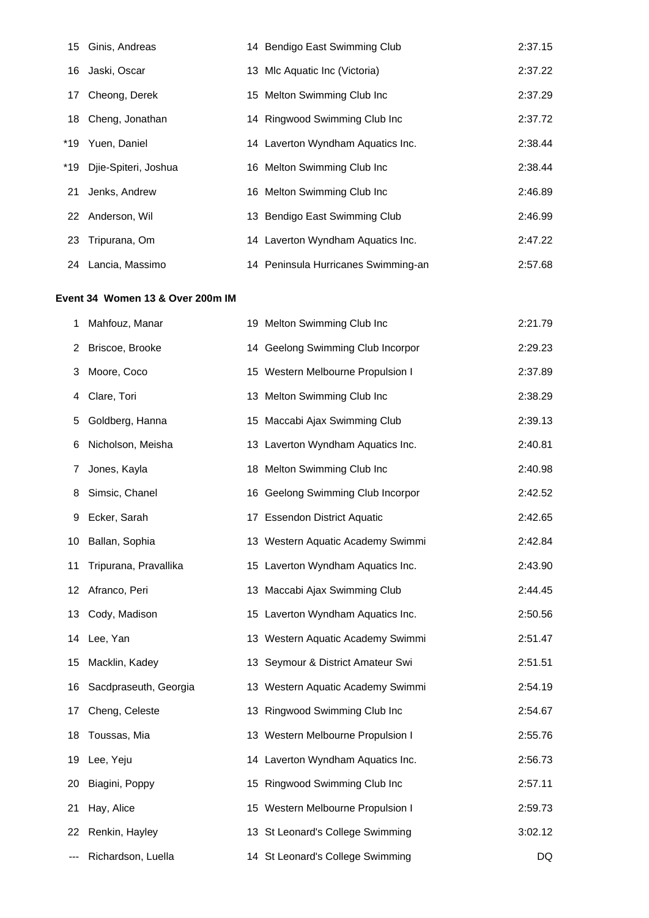| | | | | |
|---|---|---|---|---|
| 15 | Ginis, Andreas | 14 | Bendigo East Swimming Club | 2:37.15 |
| 16 | Jaski, Oscar | 13 | Mlc Aquatic Inc (Victoria) | 2:37.22 |
| 17 | Cheong, Derek | 15 | Melton Swimming Club Inc | 2:37.29 |
| 18 | Cheng, Jonathan | 14 | Ringwood Swimming Club Inc | 2:37.72 |
| *19 | Yuen, Daniel | 14 | Laverton Wyndham Aquatics Inc. | 2:38.44 |
| *19 | Djie-Spiteri, Joshua | 16 | Melton Swimming Club Inc | 2:38.44 |
| 21 | Jenks, Andrew | 16 | Melton Swimming Club Inc | 2:46.89 |
| 22 | Anderson, Wil | 13 | Bendigo East Swimming Club | 2:46.99 |
| 23 | Tripurana, Om | 14 | Laverton Wyndham Aquatics Inc. | 2:47.22 |
| 24 | Lancia, Massimo | 14 | Peninsula Hurricanes Swimming-an | 2:57.68 |

**Event 34 Women 13 & Over 200m IM**

| | | | | |
|---|---|---|---|---|
| 1 | Mahfouz, Manar | 19 | Melton Swimming Club Inc | 2:21.79 |
| 2 | Briscoe, Brooke | 14 | Geelong Swimming Club Incorpor | 2:29.23 |
| 3 | Moore, Coco | 15 | Western Melbourne Propulsion I | 2:37.89 |
| 4 | Clare, Tori | 13 | Melton Swimming Club Inc | 2:38.29 |
| 5 | Goldberg, Hanna | 15 | Maccabi Ajax Swimming Club | 2:39.13 |
| 6 | Nicholson, Meisha | 13 | Laverton Wyndham Aquatics Inc. | 2:40.81 |
| 7 | Jones, Kayla | 18 | Melton Swimming Club Inc | 2:40.98 |
| 8 | Simsic, Chanel | 16 | Geelong Swimming Club Incorpor | 2:42.52 |
| 9 | Ecker, Sarah | 17 | Essendon District Aquatic | 2:42.65 |
| 10 | Ballan, Sophia | 13 | Western Aquatic Academy Swimmi | 2:42.84 |
| 11 | Tripurana, Pravallika | 15 | Laverton Wyndham Aquatics Inc. | 2:43.90 |
| 12 | Afranco, Peri | 13 | Maccabi Ajax Swimming Club | 2:44.45 |
| 13 | Cody, Madison | 15 | Laverton Wyndham Aquatics Inc. | 2:50.56 |
| 14 | Lee, Yan | 13 | Western Aquatic Academy Swimmi | 2:51.47 |
| 15 | Macklin, Kadey | 13 | Seymour & District Amateur Swi | 2:51.51 |
| 16 | Sacdpraseuth, Georgia | 13 | Western Aquatic Academy Swimmi | 2:54.19 |
| 17 | Cheng, Celeste | 13 | Ringwood Swimming Club Inc | 2:54.67 |
| 18 | Toussas, Mia | 13 | Western Melbourne Propulsion I | 2:55.76 |
| 19 | Lee, Yeju | 14 | Laverton Wyndham Aquatics Inc. | 2:56.73 |
| 20 | Biagini, Poppy | 15 | Ringwood Swimming Club Inc | 2:57.11 |
| 21 | Hay, Alice | 15 | Western Melbourne Propulsion I | 2:59.73 |
| 22 | Renkin, Hayley | 13 | St Leonard's College Swimming | 3:02.12 |
| --- | Richardson, Luella | 14 | St Leonard's College Swimming | DQ |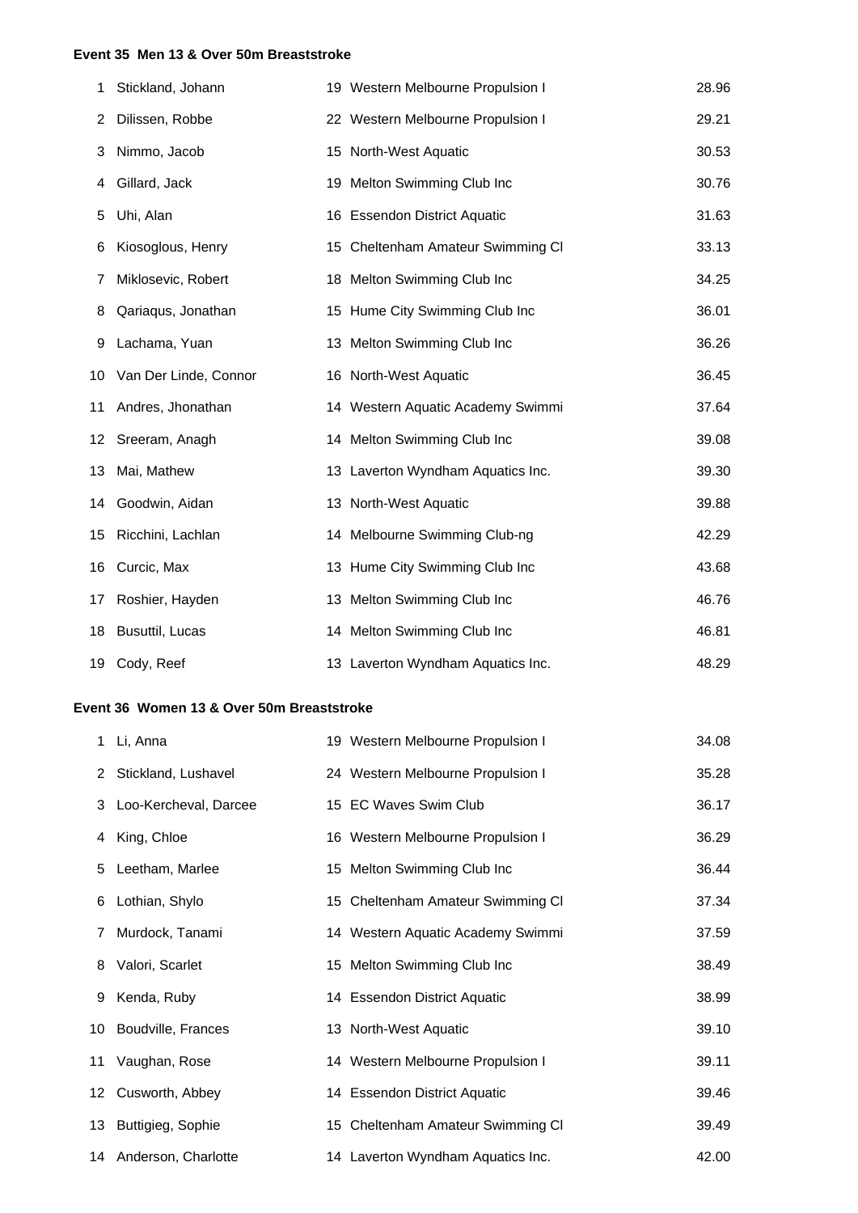**Event 35 Men 13 & Over 50m Breaststroke**

| | | | | |
|---|---|---|---|---|
| 1 | Stickland, Johann | 19 | Western Melbourne Propulsion I | 28.96 |
| 2 | Dilissen, Robbe | 22 | Western Melbourne Propulsion I | 29.21 |
| 3 | Nimmo, Jacob | 15 | North-West Aquatic | 30.53 |
| 4 | Gillard, Jack | 19 | Melton Swimming Club Inc | 30.76 |
| 5 | Uhi, Alan | 16 | Essendon District Aquatic | 31.63 |
| 6 | Kiosoglous, Henry | 15 | Cheltenham Amateur Swimming Cl | 33.13 |
| 7 | Miklosevic, Robert | 18 | Melton Swimming Club Inc | 34.25 |
| 8 | Qariaqus, Jonathan | 15 | Hume City Swimming Club Inc | 36.01 |
| 9 | Lachama, Yuan | 13 | Melton Swimming Club Inc | 36.26 |
| 10 | Van Der Linde, Connor | 16 | North-West Aquatic | 36.45 |
| 11 | Andres, Jhonathan | 14 | Western Aquatic Academy Swimmi | 37.64 |
| 12 | Sreeram, Anagh | 14 | Melton Swimming Club Inc | 39.08 |
| 13 | Mai, Mathew | 13 | Laverton Wyndham Aquatics Inc. | 39.30 |
| 14 | Goodwin, Aidan | 13 | North-West Aquatic | 39.88 |
| 15 | Ricchini, Lachlan | 14 | Melbourne Swimming Club-ng | 42.29 |
| 16 | Curcic, Max | 13 | Hume City Swimming Club Inc | 43.68 |
| 17 | Roshier, Hayden | 13 | Melton Swimming Club Inc | 46.76 |
| 18 | Busuttil, Lucas | 14 | Melton Swimming Club Inc | 46.81 |
| 19 | Cody, Reef | 13 | Laverton Wyndham Aquatics Inc. | 48.29 |

**Event 36 Women 13 & Over 50m Breaststroke**

| | | | | |
|---|---|---|---|---|
| 1 | Li, Anna | 19 | Western Melbourne Propulsion I | 34.08 |
| 2 | Stickland, Lushavel | 24 | Western Melbourne Propulsion I | 35.28 |
| 3 | Loo-Kercheval, Darcee | 15 | EC Waves Swim Club | 36.17 |
| 4 | King, Chloe | 16 | Western Melbourne Propulsion I | 36.29 |
| 5 | Leetham, Marlee | 15 | Melton Swimming Club Inc | 36.44 |
| 6 | Lothian, Shylo | 15 | Cheltenham Amateur Swimming Cl | 37.34 |
| 7 | Murdock, Tanami | 14 | Western Aquatic Academy Swimmi | 37.59 |
| 8 | Valori, Scarlet | 15 | Melton Swimming Club Inc | 38.49 |
| 9 | Kenda, Ruby | 14 | Essendon District Aquatic | 38.99 |
| 10 | Boudville, Frances | 13 | North-West Aquatic | 39.10 |
| 11 | Vaughan, Rose | 14 | Western Melbourne Propulsion I | 39.11 |
| 12 | Cusworth, Abbey | 14 | Essendon District Aquatic | 39.46 |
| 13 | Buttigieg, Sophie | 15 | Cheltenham Amateur Swimming Cl | 39.49 |
| 14 | Anderson, Charlotte | 14 | Laverton Wyndham Aquatics Inc. | 42.00 |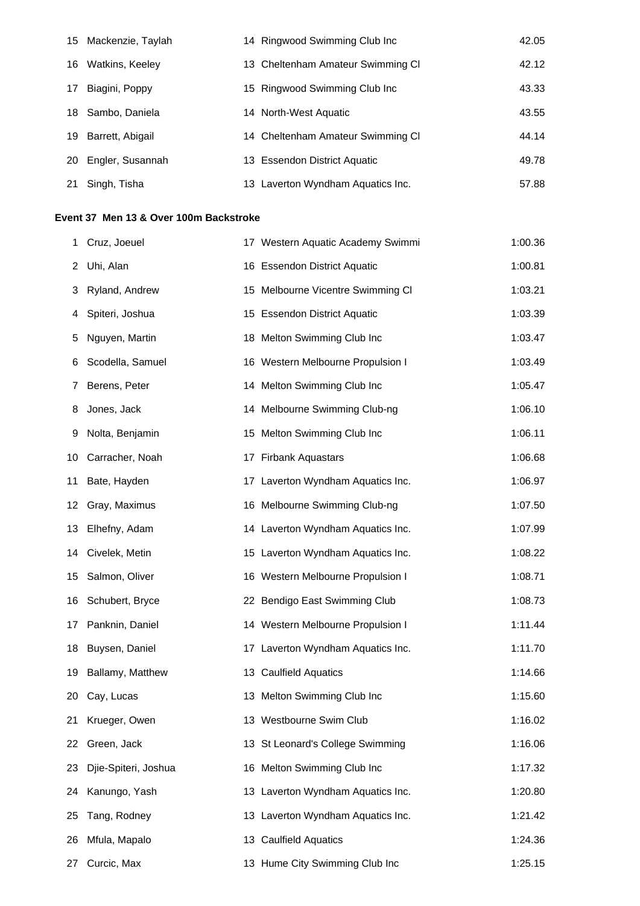| | | | | |
|---|---|---|---|---|
| 15 | Mackenzie, Taylah | 14 | Ringwood Swimming Club Inc | 42.05 |
| 16 | Watkins, Keeley | 13 | Cheltenham Amateur Swimming Cl | 42.12 |
| 17 | Biagini, Poppy | 15 | Ringwood Swimming Club Inc | 43.33 |
| 18 | Sambo, Daniela | 14 | North-West Aquatic | 43.55 |
| 19 | Barrett, Abigail | 14 | Cheltenham Amateur Swimming Cl | 44.14 |
| 20 | Engler, Susannah | 13 | Essendon District Aquatic | 49.78 |
| 21 | Singh, Tisha | 13 | Laverton Wyndham Aquatics Inc. | 57.88 |

**Event 37 Men 13 & Over 100m Backstroke**

| | | | | |
|---|---|---|---|---|
| 1 | Cruz, Joeuel | 17 | Western Aquatic Academy Swimmi | 1:00.36 |
| 2 | Uhi, Alan | 16 | Essendon District Aquatic | 1:00.81 |
| 3 | Ryland, Andrew | 15 | Melbourne Vicentre Swimming Cl | 1:03.21 |
| 4 | Spiteri, Joshua | 15 | Essendon District Aquatic | 1:03.39 |
| 5 | Nguyen, Martin | 18 | Melton Swimming Club Inc | 1:03.47 |
| 6 | Scodella, Samuel | 16 | Western Melbourne Propulsion I | 1:03.49 |
| 7 | Berens, Peter | 14 | Melton Swimming Club Inc | 1:05.47 |
| 8 | Jones, Jack | 14 | Melbourne Swimming Club-ng | 1:06.10 |
| 9 | Nolta, Benjamin | 15 | Melton Swimming Club Inc | 1:06.11 |
| 10 | Carracher, Noah | 17 | Firbank Aquastars | 1:06.68 |
| 11 | Bate, Hayden | 17 | Laverton Wyndham Aquatics Inc. | 1:06.97 |
| 12 | Gray, Maximus | 16 | Melbourne Swimming Club-ng | 1:07.50 |
| 13 | Elhefny, Adam | 14 | Laverton Wyndham Aquatics Inc. | 1:07.99 |
| 14 | Civelek, Metin | 15 | Laverton Wyndham Aquatics Inc. | 1:08.22 |
| 15 | Salmon, Oliver | 16 | Western Melbourne Propulsion I | 1:08.71 |
| 16 | Schubert, Bryce | 22 | Bendigo East Swimming Club | 1:08.73 |
| 17 | Panknin, Daniel | 14 | Western Melbourne Propulsion I | 1:11.44 |
| 18 | Buysen, Daniel | 17 | Laverton Wyndham Aquatics Inc. | 1:11.70 |
| 19 | Ballamy, Matthew | 13 | Caulfield Aquatics | 1:14.66 |
| 20 | Cay, Lucas | 13 | Melton Swimming Club Inc | 1:15.60 |
| 21 | Krueger, Owen | 13 | Westbourne Swim Club | 1:16.02 |
| 22 | Green, Jack | 13 | St Leonard's College Swimming | 1:16.06 |
| 23 | Djie-Spiteri, Joshua | 16 | Melton Swimming Club Inc | 1:17.32 |
| 24 | Kanungo, Yash | 13 | Laverton Wyndham Aquatics Inc. | 1:20.80 |
| 25 | Tang, Rodney | 13 | Laverton Wyndham Aquatics Inc. | 1:21.42 |
| 26 | Mfula, Mapalo | 13 | Caulfield Aquatics | 1:24.36 |
| 27 | Curcic, Max | 13 | Hume City Swimming Club Inc | 1:25.15 |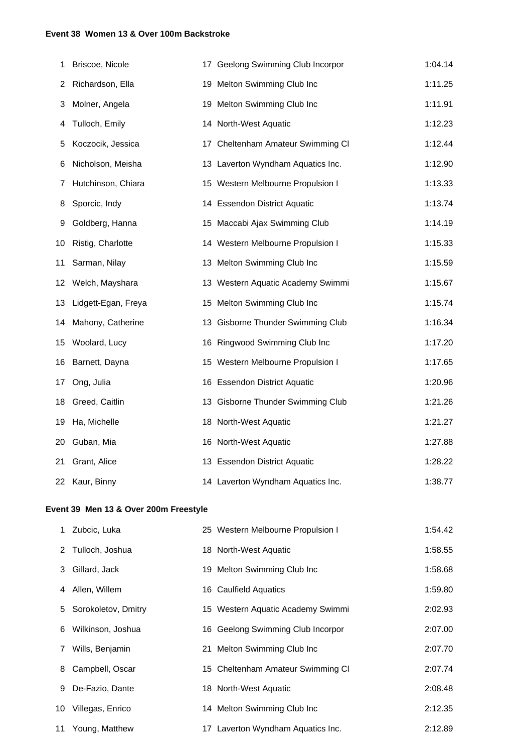**Event 38 Women 13 & Over 100m Backstroke**

| | | | | |
|---|---|---|---|---|
| 1 | Briscoe, Nicole | 17 | Geelong Swimming Club Incorpor | 1:04.14 |
| 2 | Richardson, Ella | 19 | Melton Swimming Club Inc | 1:11.25 |
| 3 | Molner, Angela | 19 | Melton Swimming Club Inc | 1:11.91 |
| 4 | Tulloch, Emily | 14 | North-West Aquatic | 1:12.23 |
| 5 | Koczocik, Jessica | 17 | Cheltenham Amateur Swimming Cl | 1:12.44 |
| 6 | Nicholson, Meisha | 13 | Laverton Wyndham Aquatics Inc. | 1:12.90 |
| 7 | Hutchinson, Chiara | 15 | Western Melbourne Propulsion I | 1:13.33 |
| 8 | Sporcic, Indy | 14 | Essendon District Aquatic | 1:13.74 |
| 9 | Goldberg, Hanna | 15 | Maccabi Ajax Swimming Club | 1:14.19 |
| 10 | Ristig, Charlotte | 14 | Western Melbourne Propulsion I | 1:15.33 |
| 11 | Sarman, Nilay | 13 | Melton Swimming Club Inc | 1:15.59 |
| 12 | Welch, Mayshara | 13 | Western Aquatic Academy Swimmi | 1:15.67 |
| 13 | Lidgett-Egan, Freya | 15 | Melton Swimming Club Inc | 1:15.74 |
| 14 | Mahony, Catherine | 13 | Gisborne Thunder Swimming Club | 1:16.34 |
| 15 | Woolard, Lucy | 16 | Ringwood Swimming Club Inc | 1:17.20 |
| 16 | Barnett, Dayna | 15 | Western Melbourne Propulsion I | 1:17.65 |
| 17 | Ong, Julia | 16 | Essendon District Aquatic | 1:20.96 |
| 18 | Greed, Caitlin | 13 | Gisborne Thunder Swimming Club | 1:21.26 |
| 19 | Ha, Michelle | 18 | North-West Aquatic | 1:21.27 |
| 20 | Guban, Mia | 16 | North-West Aquatic | 1:27.88 |
| 21 | Grant, Alice | 13 | Essendon District Aquatic | 1:28.22 |
| 22 | Kaur, Binny | 14 | Laverton Wyndham Aquatics Inc. | 1:38.77 |

**Event 39 Men 13 & Over 200m Freestyle**

| | | | | |
|---|---|---|---|---|
| 1 | Zubcic, Luka | 25 | Western Melbourne Propulsion I | 1:54.42 |
| 2 | Tulloch, Joshua | 18 | North-West Aquatic | 1:58.55 |
| 3 | Gillard, Jack | 19 | Melton Swimming Club Inc | 1:58.68 |
| 4 | Allen, Willem | 16 | Caulfield Aquatics | 1:59.80 |
| 5 | Sorokoletov, Dmitry | 15 | Western Aquatic Academy Swimmi | 2:02.93 |
| 6 | Wilkinson, Joshua | 16 | Geelong Swimming Club Incorpor | 2:07.00 |
| 7 | Wills, Benjamin | 21 | Melton Swimming Club Inc | 2:07.70 |
| 8 | Campbell, Oscar | 15 | Cheltenham Amateur Swimming Cl | 2:07.74 |
| 9 | De-Fazio, Dante | 18 | North-West Aquatic | 2:08.48 |
| 10 | Villegas, Enrico | 14 | Melton Swimming Club Inc | 2:12.35 |
| 11 | Young, Matthew | 17 | Laverton Wyndham Aquatics Inc. | 2:12.89 |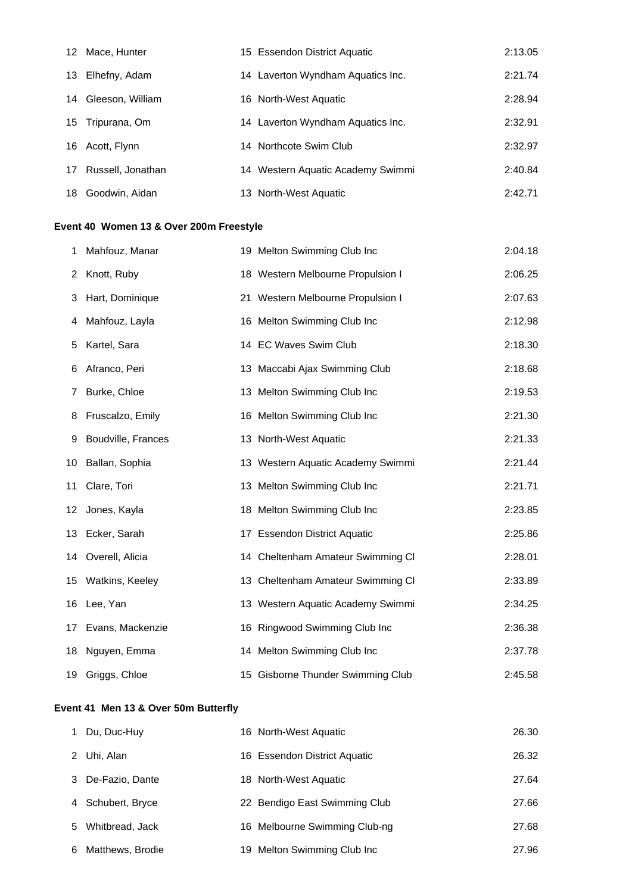| | | | | |
|---|---|---|---|---|
| 12 | Mace, Hunter | 15 | Essendon District Aquatic | 2:13.05 |
| 13 | Elhefny, Adam | 14 | Laverton Wyndham Aquatics Inc. | 2:21.74 |
| 14 | Gleeson, William | 16 | North-West Aquatic | 2:28.94 |
| 15 | Tripurana, Om | 14 | Laverton Wyndham Aquatics Inc. | 2:32.91 |
| 16 | Acott, Flynn | 14 | Northcote Swim Club | 2:32.97 |
| 17 | Russell, Jonathan | 14 | Western Aquatic Academy Swimmi | 2:40.84 |
| 18 | Goodwin, Aidan | 13 | North-West Aquatic | 2:42.71 |

**Event 40 Women 13 & Over 200m Freestyle**

| | | | | |
|---|---|---|---|---|
| 1 | Mahfouz, Manar | 19 | Melton Swimming Club Inc | 2:04.18 |
| 2 | Knott, Ruby | 18 | Western Melbourne Propulsion I | 2:06.25 |
| 3 | Hart, Dominique | 21 | Western Melbourne Propulsion I | 2:07.63 |
| 4 | Mahfouz, Layla | 16 | Melton Swimming Club Inc | 2:12.98 |
| 5 | Kartel, Sara | 14 | EC Waves Swim Club | 2:18.30 |
| 6 | Afranco, Peri | 13 | Maccabi Ajax Swimming Club | 2:18.68 |
| 7 | Burke, Chloe | 13 | Melton Swimming Club Inc | 2:19.53 |
| 8 | Fruscalzo, Emily | 16 | Melton Swimming Club Inc | 2:21.30 |
| 9 | Boudville, Frances | 13 | North-West Aquatic | 2:21.33 |
| 10 | Ballan, Sophia | 13 | Western Aquatic Academy Swimmi | 2:21.44 |
| 11 | Clare, Tori | 13 | Melton Swimming Club Inc | 2:21.71 |
| 12 | Jones, Kayla | 18 | Melton Swimming Club Inc | 2:23.85 |
| 13 | Ecker, Sarah | 17 | Essendon District Aquatic | 2:25.86 |
| 14 | Overell, Alicia | 14 | Cheltenham Amateur Swimming Cl | 2:28.01 |
| 15 | Watkins, Keeley | 13 | Cheltenham Amateur Swimming Cl | 2:33.89 |
| 16 | Lee, Yan | 13 | Western Aquatic Academy Swimmi | 2:34.25 |
| 17 | Evans, Mackenzie | 16 | Ringwood Swimming Club Inc | 2:36.38 |
| 18 | Nguyen, Emma | 14 | Melton Swimming Club Inc | 2:37.78 |
| 19 | Griggs, Chloe | 15 | Gisborne Thunder Swimming Club | 2:45.58 |

**Event 41 Men 13 & Over 50m Butterfly**

| | | | | |
|---|---|---|---|---|
| 1 | Du, Duc-Huy | 16 | North-West Aquatic | 26.30 |
| 2 | Uhi, Alan | 16 | Essendon District Aquatic | 26.32 |
| 3 | De-Fazio, Dante | 18 | North-West Aquatic | 27.64 |
| 4 | Schubert, Bryce | 22 | Bendigo East Swimming Club | 27.66 |
| 5 | Whitbread, Jack | 16 | Melbourne Swimming Club-ng | 27.68 |
| 6 | Matthews, Brodie | 19 | Melton Swimming Club Inc | 27.96 |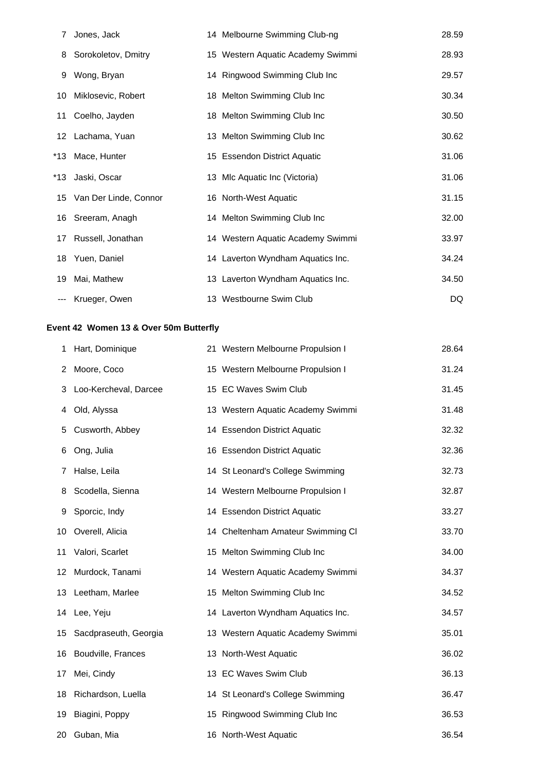| | | | | |
|---|---|---|---|---|
| 7 | Jones, Jack | 14 | Melbourne Swimming Club-ng | 28.59 |
| 8 | Sorokoletov, Dmitry | 15 | Western Aquatic Academy Swimmi | 28.93 |
| 9 | Wong, Bryan | 14 | Ringwood Swimming Club Inc | 29.57 |
| 10 | Miklosevic, Robert | 18 | Melton Swimming Club Inc | 30.34 |
| 11 | Coelho, Jayden | 18 | Melton Swimming Club Inc | 30.50 |
| 12 | Lachama, Yuan | 13 | Melton Swimming Club Inc | 30.62 |
| *13 | Mace, Hunter | 15 | Essendon District Aquatic | 31.06 |
| *13 | Jaski, Oscar | 13 | Mlc Aquatic Inc (Victoria) | 31.06 |
| 15 | Van Der Linde, Connor | 16 | North-West Aquatic | 31.15 |
| 16 | Sreeram, Anagh | 14 | Melton Swimming Club Inc | 32.00 |
| 17 | Russell, Jonathan | 14 | Western Aquatic Academy Swimmi | 33.97 |
| 18 | Yuen, Daniel | 14 | Laverton Wyndham Aquatics Inc. | 34.24 |
| 19 | Mai, Mathew | 13 | Laverton Wyndham Aquatics Inc. | 34.50 |
| --- | Krueger, Owen | 13 | Westbourne Swim Club | DQ |

**Event 42 Women 13 & Over 50m Butterfly**

| | | | | |
|---|---|---|---|---|
| 1 | Hart, Dominique | 21 | Western Melbourne Propulsion I | 28.64 |
| 2 | Moore, Coco | 15 | Western Melbourne Propulsion I | 31.24 |
| 3 | Loo-Kercheval, Darcee | 15 | EC Waves Swim Club | 31.45 |
| 4 | Old, Alyssa | 13 | Western Aquatic Academy Swimmi | 31.48 |
| 5 | Cusworth, Abbey | 14 | Essendon District Aquatic | 32.32 |
| 6 | Ong, Julia | 16 | Essendon District Aquatic | 32.36 |
| 7 | Halse, Leila | 14 | St Leonard's College Swimming | 32.73 |
| 8 | Scodella, Sienna | 14 | Western Melbourne Propulsion I | 32.87 |
| 9 | Sporcic, Indy | 14 | Essendon District Aquatic | 33.27 |
| 10 | Overell, Alicia | 14 | Cheltenham Amateur Swimming Cl | 33.70 |
| 11 | Valori, Scarlet | 15 | Melton Swimming Club Inc | 34.00 |
| 12 | Murdock, Tanami | 14 | Western Aquatic Academy Swimmi | 34.37 |
| 13 | Leetham, Marlee | 15 | Melton Swimming Club Inc | 34.52 |
| 14 | Lee, Yeju | 14 | Laverton Wyndham Aquatics Inc. | 34.57 |
| 15 | Sacdpraseuth, Georgia | 13 | Western Aquatic Academy Swimmi | 35.01 |
| 16 | Boudville, Frances | 13 | North-West Aquatic | 36.02 |
| 17 | Mei, Cindy | 13 | EC Waves Swim Club | 36.13 |
| 18 | Richardson, Luella | 14 | St Leonard's College Swimming | 36.47 |
| 19 | Biagini, Poppy | 15 | Ringwood Swimming Club Inc | 36.53 |
| 20 | Guban, Mia | 16 | North-West Aquatic | 36.54 |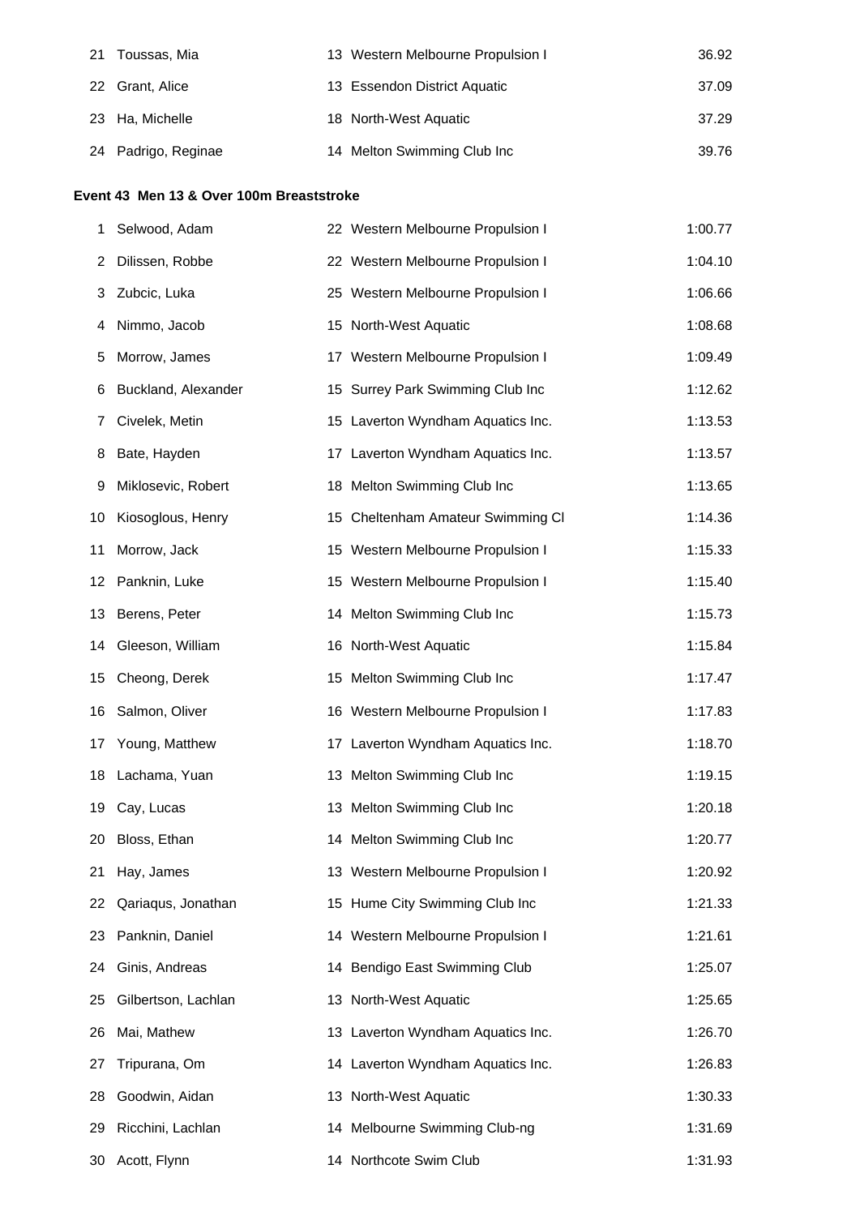| | | | | |
|---|---|---|---|---|
| 21 | Toussas, Mia | 13 | Western Melbourne Propulsion I | 36.92 |
| 22 | Grant, Alice | 13 | Essendon District Aquatic | 37.09 |
| 23 | Ha, Michelle | 18 | North-West Aquatic | 37.29 |
| 24 | Padrigo, Reginae | 14 | Melton Swimming Club Inc | 39.76 |

#### Event 43 Men 13 & Over 100m Breaststroke

| | | | | |
|---|---|---|---|---|
| 1 | Selwood, Adam | 22 | Western Melbourne Propulsion I | 1:00.77 |
| 2 | Dilissen, Robbe | 22 | Western Melbourne Propulsion I | 1:04.10 |
| 3 | Zubcic, Luka | 25 | Western Melbourne Propulsion I | 1:06.66 |
| 4 | Nimmo, Jacob | 15 | North-West Aquatic | 1:08.68 |
| 5 | Morrow, James | 17 | Western Melbourne Propulsion I | 1:09.49 |
| 6 | Buckland, Alexander | 15 | Surrey Park Swimming Club Inc | 1:12.62 |
| 7 | Civelek, Metin | 15 | Laverton Wyndham Aquatics Inc. | 1:13.53 |
| 8 | Bate, Hayden | 17 | Laverton Wyndham Aquatics Inc. | 1:13.57 |
| 9 | Miklosevic, Robert | 18 | Melton Swimming Club Inc | 1:13.65 |
| 10 | Kiosoglous, Henry | 15 | Cheltenham Amateur Swimming Cl | 1:14.36 |
| 11 | Morrow, Jack | 15 | Western Melbourne Propulsion I | 1:15.33 |
| 12 | Panknin, Luke | 15 | Western Melbourne Propulsion I | 1:15.40 |
| 13 | Berens, Peter | 14 | Melton Swimming Club Inc | 1:15.73 |
| 14 | Gleeson, William | 16 | North-West Aquatic | 1:15.84 |
| 15 | Cheong, Derek | 15 | Melton Swimming Club Inc | 1:17.47 |
| 16 | Salmon, Oliver | 16 | Western Melbourne Propulsion I | 1:17.83 |
| 17 | Young, Matthew | 17 | Laverton Wyndham Aquatics Inc. | 1:18.70 |
| 18 | Lachama, Yuan | 13 | Melton Swimming Club Inc | 1:19.15 |
| 19 | Cay, Lucas | 13 | Melton Swimming Club Inc | 1:20.18 |
| 20 | Bloss, Ethan | 14 | Melton Swimming Club Inc | 1:20.77 |
| 21 | Hay, James | 13 | Western Melbourne Propulsion I | 1:20.92 |
| 22 | Qariaqus, Jonathan | 15 | Hume City Swimming Club Inc | 1:21.33 |
| 23 | Panknin, Daniel | 14 | Western Melbourne Propulsion I | 1:21.61 |
| 24 | Ginis, Andreas | 14 | Bendigo East Swimming Club | 1:25.07 |
| 25 | Gilbertson, Lachlan | 13 | North-West Aquatic | 1:25.65 |
| 26 | Mai, Mathew | 13 | Laverton Wyndham Aquatics Inc. | 1:26.70 |
| 27 | Tripurana, Om | 14 | Laverton Wyndham Aquatics Inc. | 1:26.83 |
| 28 | Goodwin, Aidan | 13 | North-West Aquatic | 1:30.33 |
| 29 | Ricchini, Lachlan | 14 | Melbourne Swimming Club-ng | 1:31.69 |
| 30 | Acott, Flynn | 14 | Northcote Swim Club | 1:31.93 |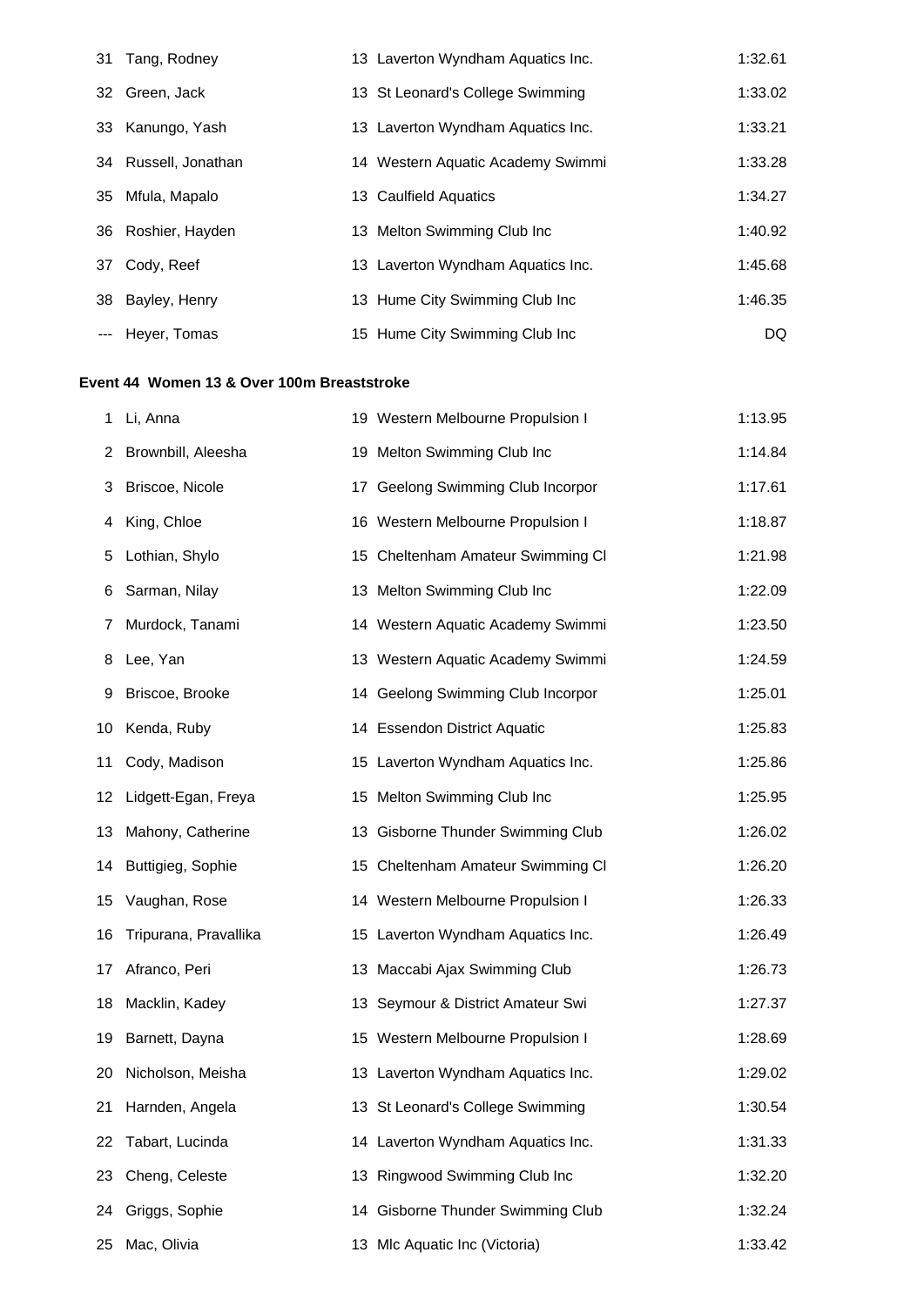| | | | | |
|---|---|---|---|---|
| 31 | Tang, Rodney | 13 | Laverton Wyndham Aquatics Inc. | 1:32.61 |
| 32 | Green, Jack | 13 | St Leonard's College Swimming | 1:33.02 |
| 33 | Kanungo, Yash | 13 | Laverton Wyndham Aquatics Inc. | 1:33.21 |
| 34 | Russell, Jonathan | 14 | Western Aquatic Academy Swimmi | 1:33.28 |
| 35 | Mfula, Mapalo | 13 | Caulfield Aquatics | 1:34.27 |
| 36 | Roshier, Hayden | 13 | Melton Swimming Club Inc | 1:40.92 |
| 37 | Cody, Reef | 13 | Laverton Wyndham Aquatics Inc. | 1:45.68 |
| 38 | Bayley, Henry | 13 | Hume City Swimming Club Inc | 1:46.35 |
| --- | Heyer, Tomas | 15 | Hume City Swimming Club Inc | DQ |

**Event 44 Women 13 & Over 100m Breaststroke**

| | | | | |
|---|---|---|---|---|
| 1 | Li, Anna | 19 | Western Melbourne Propulsion I | 1:13.95 |
| 2 | Brownbill, Aleesha | 19 | Melton Swimming Club Inc | 1:14.84 |
| 3 | Briscoe, Nicole | 17 | Geelong Swimming Club Incorpor | 1:17.61 |
| 4 | King, Chloe | 16 | Western Melbourne Propulsion I | 1:18.87 |
| 5 | Lothian, Shylo | 15 | Cheltenham Amateur Swimming Cl | 1:21.98 |
| 6 | Sarman, Nilay | 13 | Melton Swimming Club Inc | 1:22.09 |
| 7 | Murdock, Tanami | 14 | Western Aquatic Academy Swimmi | 1:23.50 |
| 8 | Lee, Yan | 13 | Western Aquatic Academy Swimmi | 1:24.59 |
| 9 | Briscoe, Brooke | 14 | Geelong Swimming Club Incorpor | 1:25.01 |
| 10 | Kenda, Ruby | 14 | Essendon District Aquatic | 1:25.83 |
| 11 | Cody, Madison | 15 | Laverton Wyndham Aquatics Inc. | 1:25.86 |
| 12 | Lidgett-Egan, Freya | 15 | Melton Swimming Club Inc | 1:25.95 |
| 13 | Mahony, Catherine | 13 | Gisborne Thunder Swimming Club | 1:26.02 |
| 14 | Buttigieg, Sophie | 15 | Cheltenham Amateur Swimming Cl | 1:26.20 |
| 15 | Vaughan, Rose | 14 | Western Melbourne Propulsion I | 1:26.33 |
| 16 | Tripurana, Pravallika | 15 | Laverton Wyndham Aquatics Inc. | 1:26.49 |
| 17 | Afranco, Peri | 13 | Maccabi Ajax Swimming Club | 1:26.73 |
| 18 | Macklin, Kadey | 13 | Seymour & District Amateur Swi | 1:27.37 |
| 19 | Barnett, Dayna | 15 | Western Melbourne Propulsion I | 1:28.69 |
| 20 | Nicholson, Meisha | 13 | Laverton Wyndham Aquatics Inc. | 1:29.02 |
| 21 | Harnden, Angela | 13 | St Leonard's College Swimming | 1:30.54 |
| 22 | Tabart, Lucinda | 14 | Laverton Wyndham Aquatics Inc. | 1:31.33 |
| 23 | Cheng, Celeste | 13 | Ringwood Swimming Club Inc | 1:32.20 |
| 24 | Griggs, Sophie | 14 | Gisborne Thunder Swimming Club | 1:32.24 |
| 25 | Mac, Olivia | 13 | Mlc Aquatic Inc (Victoria) | 1:33.42 |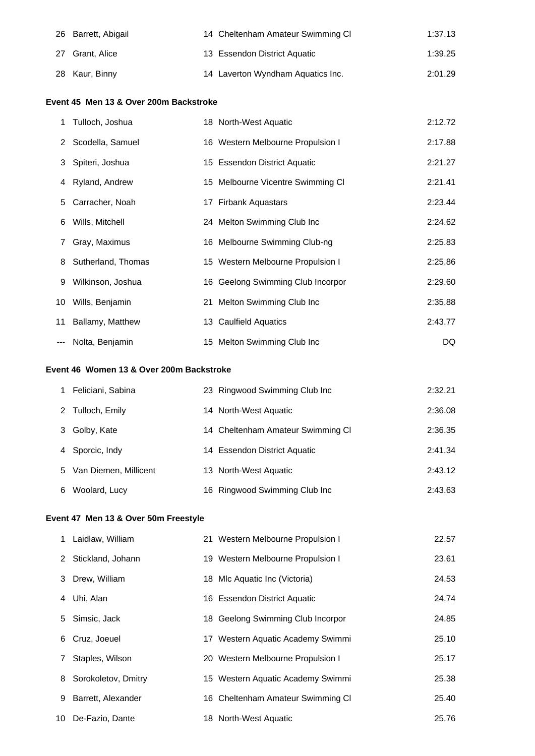| | | | | |
|---|---|---|---|---|
| 26 | Barrett, Abigail | 14 | Cheltenham Amateur Swimming Cl | 1:37.13 |
| 27 | Grant, Alice | 13 | Essendon District Aquatic | 1:39.25 |
| 28 | Kaur, Binny | 14 | Laverton Wyndham Aquatics Inc. | 2:01.29 |

**Event 45 Men 13 & Over 200m Backstroke**

| | | | | |
|---|---|---|---|---|
| 1 | Tulloch, Joshua | 18 | North-West Aquatic | 2:12.72 |
| 2 | Scodella, Samuel | 16 | Western Melbourne Propulsion I | 2:17.88 |
| 3 | Spiteri, Joshua | 15 | Essendon District Aquatic | 2:21.27 |
| 4 | Ryland, Andrew | 15 | Melbourne Vicentre Swimming Cl | 2:21.41 |
| 5 | Carracher, Noah | 17 | Firbank Aquastars | 2:23.44 |
| 6 | Wills, Mitchell | 24 | Melton Swimming Club Inc | 2:24.62 |
| 7 | Gray, Maximus | 16 | Melbourne Swimming Club-ng | 2:25.83 |
| 8 | Sutherland, Thomas | 15 | Western Melbourne Propulsion I | 2:25.86 |
| 9 | Wilkinson, Joshua | 16 | Geelong Swimming Club Incorpor | 2:29.60 |
| 10 | Wills, Benjamin | 21 | Melton Swimming Club Inc | 2:35.88 |
| 11 | Ballamy, Matthew | 13 | Caulfield Aquatics | 2:43.77 |
| --- | Nolta, Benjamin | 15 | Melton Swimming Club Inc | DQ |

**Event 46 Women 13 & Over 200m Backstroke**

| | | | | |
|---|---|---|---|---|
| 1 | Feliciani, Sabina | 23 | Ringwood Swimming Club Inc | 2:32.21 |
| 2 | Tulloch, Emily | 14 | North-West Aquatic | 2:36.08 |
| 3 | Golby, Kate | 14 | Cheltenham Amateur Swimming Cl | 2:36.35 |
| 4 | Sporcic, Indy | 14 | Essendon District Aquatic | 2:41.34 |
| 5 | Van Diemen, Millicent | 13 | North-West Aquatic | 2:43.12 |
| 6 | Woolard, Lucy | 16 | Ringwood Swimming Club Inc | 2:43.63 |

**Event 47 Men 13 & Over 50m Freestyle**

| | | | | |
|---|---|---|---|---|
| 1 | Laidlaw, William | 21 | Western Melbourne Propulsion I | 22.57 |
| 2 | Stickland, Johann | 19 | Western Melbourne Propulsion I | 23.61 |
| 3 | Drew, William | 18 | Mlc Aquatic Inc (Victoria) | 24.53 |
| 4 | Uhi, Alan | 16 | Essendon District Aquatic | 24.74 |
| 5 | Simsic, Jack | 18 | Geelong Swimming Club Incorpor | 24.85 |
| 6 | Cruz, Joeuel | 17 | Western Aquatic Academy Swimmi | 25.10 |
| 7 | Staples, Wilson | 20 | Western Melbourne Propulsion I | 25.17 |
| 8 | Sorokoletov, Dmitry | 15 | Western Aquatic Academy Swimmi | 25.38 |
| 9 | Barrett, Alexander | 16 | Cheltenham Amateur Swimming Cl | 25.40 |
| 10 | De-Fazio, Dante | 18 | North-West Aquatic | 25.76 |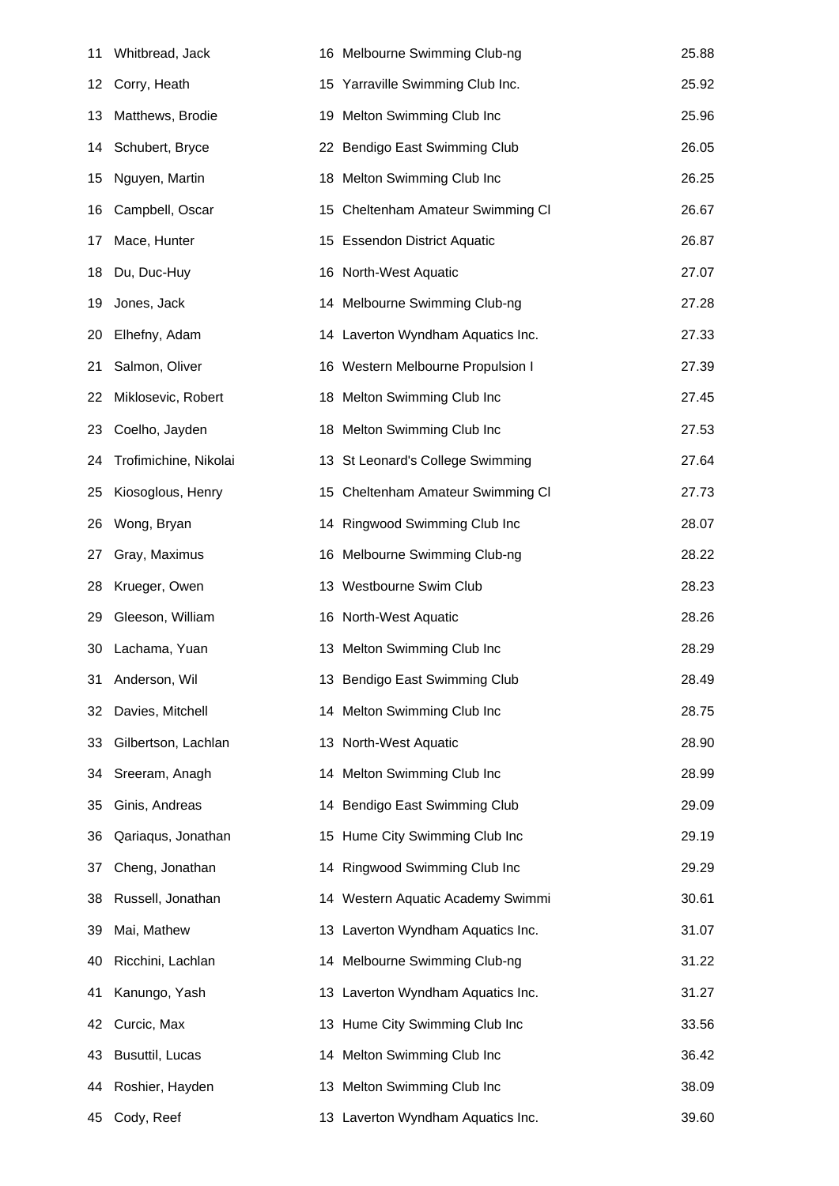| | | | | |
|---|---|---|---|---|
| 11 | Whitbread, Jack | 16 | Melbourne Swimming Club-ng | 25.88 |
| 12 | Corry, Heath | 15 | Yarraville Swimming Club Inc. | 25.92 |
| 13 | Matthews, Brodie | 19 | Melton Swimming Club Inc | 25.96 |
| 14 | Schubert, Bryce | 22 | Bendigo East Swimming Club | 26.05 |
| 15 | Nguyen, Martin | 18 | Melton Swimming Club Inc | 26.25 |
| 16 | Campbell, Oscar | 15 | Cheltenham Amateur Swimming Cl | 26.67 |
| 17 | Mace, Hunter | 15 | Essendon District Aquatic | 26.87 |
| 18 | Du, Duc-Huy | 16 | North-West Aquatic | 27.07 |
| 19 | Jones, Jack | 14 | Melbourne Swimming Club-ng | 27.28 |
| 20 | Elhefny, Adam | 14 | Laverton Wyndham Aquatics Inc. | 27.33 |
| 21 | Salmon, Oliver | 16 | Western Melbourne Propulsion I | 27.39 |
| 22 | Miklosevic, Robert | 18 | Melton Swimming Club Inc | 27.45 |
| 23 | Coelho, Jayden | 18 | Melton Swimming Club Inc | 27.53 |
| 24 | Trofimichine, Nikolai | 13 | St Leonard's College Swimming | 27.64 |
| 25 | Kiosoglous, Henry | 15 | Cheltenham Amateur Swimming Cl | 27.73 |
| 26 | Wong, Bryan | 14 | Ringwood Swimming Club Inc | 28.07 |
| 27 | Gray, Maximus | 16 | Melbourne Swimming Club-ng | 28.22 |
| 28 | Krueger, Owen | 13 | Westbourne Swim Club | 28.23 |
| 29 | Gleeson, William | 16 | North-West Aquatic | 28.26 |
| 30 | Lachama, Yuan | 13 | Melton Swimming Club Inc | 28.29 |
| 31 | Anderson, Wil | 13 | Bendigo East Swimming Club | 28.49 |
| 32 | Davies, Mitchell | 14 | Melton Swimming Club Inc | 28.75 |
| 33 | Gilbertson, Lachlan | 13 | North-West Aquatic | 28.90 |
| 34 | Sreeram, Anagh | 14 | Melton Swimming Club Inc | 28.99 |
| 35 | Ginis, Andreas | 14 | Bendigo East Swimming Club | 29.09 |
| 36 | Qariaqus, Jonathan | 15 | Hume City Swimming Club Inc | 29.19 |
| 37 | Cheng, Jonathan | 14 | Ringwood Swimming Club Inc | 29.29 |
| 38 | Russell, Jonathan | 14 | Western Aquatic Academy Swimmi | 30.61 |
| 39 | Mai, Mathew | 13 | Laverton Wyndham Aquatics Inc. | 31.07 |
| 40 | Ricchini, Lachlan | 14 | Melbourne Swimming Club-ng | 31.22 |
| 41 | Kanungo, Yash | 13 | Laverton Wyndham Aquatics Inc. | 31.27 |
| 42 | Curcic, Max | 13 | Hume City Swimming Club Inc | 33.56 |
| 43 | Busuttil, Lucas | 14 | Melton Swimming Club Inc | 36.42 |
| 44 | Roshier, Hayden | 13 | Melton Swimming Club Inc | 38.09 |
| 45 | Cody, Reef | 13 | Laverton Wyndham Aquatics Inc. | 39.60 |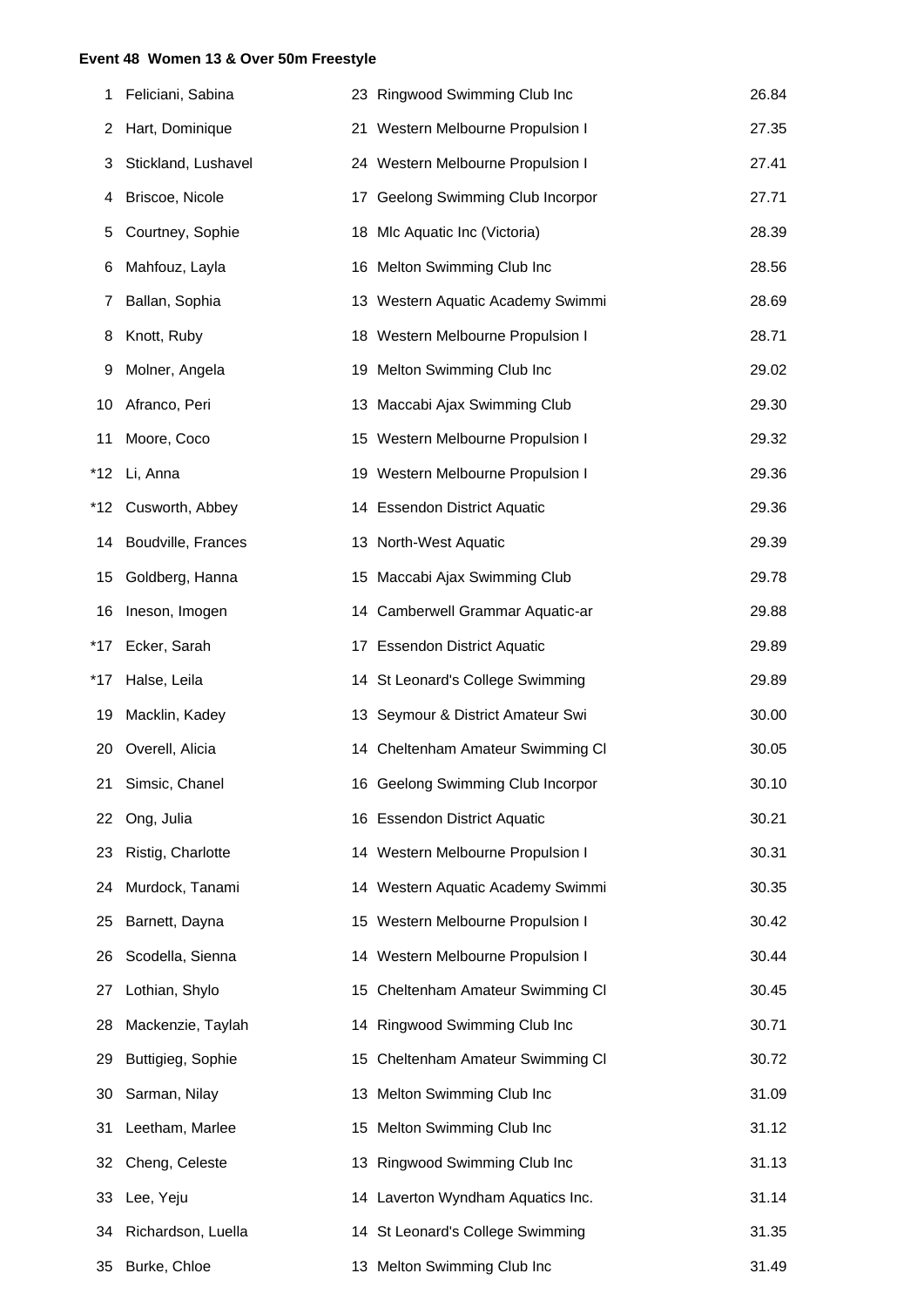**Event 48 Women 13 & Over 50m Freestyle**

| | | | | |
|---|---|---|---|---|
| 1 | Feliciani, Sabina | 23 | Ringwood Swimming Club Inc | 26.84 |
| 2 | Hart, Dominique | 21 | Western Melbourne Propulsion I | 27.35 |
| 3 | Stickland, Lushavel | 24 | Western Melbourne Propulsion I | 27.41 |
| 4 | Briscoe, Nicole | 17 | Geelong Swimming Club Incorpor | 27.71 |
| 5 | Courtney, Sophie | 18 | Mlc Aquatic Inc (Victoria) | 28.39 |
| 6 | Mahfouz, Layla | 16 | Melton Swimming Club Inc | 28.56 |
| 7 | Ballan, Sophia | 13 | Western Aquatic Academy Swimmi | 28.69 |
| 8 | Knott, Ruby | 18 | Western Melbourne Propulsion I | 28.71 |
| 9 | Molner, Angela | 19 | Melton Swimming Club Inc | 29.02 |
| 10 | Afranco, Peri | 13 | Maccabi Ajax Swimming Club | 29.30 |
| 11 | Moore, Coco | 15 | Western Melbourne Propulsion I | 29.32 |
| *12 | Li, Anna | 19 | Western Melbourne Propulsion I | 29.36 |
| *12 | Cusworth, Abbey | 14 | Essendon District Aquatic | 29.36 |
| 14 | Boudville, Frances | 13 | North-West Aquatic | 29.39 |
| 15 | Goldberg, Hanna | 15 | Maccabi Ajax Swimming Club | 29.78 |
| 16 | Ineson, Imogen | 14 | Camberwell Grammar Aquatic-ar | 29.88 |
| *17 | Ecker, Sarah | 17 | Essendon District Aquatic | 29.89 |
| *17 | Halse, Leila | 14 | St Leonard's College Swimming | 29.89 |
| 19 | Macklin, Kadey | 13 | Seymour & District Amateur Swi | 30.00 |
| 20 | Overell, Alicia | 14 | Cheltenham Amateur Swimming Cl | 30.05 |
| 21 | Simsic, Chanel | 16 | Geelong Swimming Club Incorpor | 30.10 |
| 22 | Ong, Julia | 16 | Essendon District Aquatic | 30.21 |
| 23 | Ristig, Charlotte | 14 | Western Melbourne Propulsion I | 30.31 |
| 24 | Murdock, Tanami | 14 | Western Aquatic Academy Swimmi | 30.35 |
| 25 | Barnett, Dayna | 15 | Western Melbourne Propulsion I | 30.42 |
| 26 | Scodella, Sienna | 14 | Western Melbourne Propulsion I | 30.44 |
| 27 | Lothian, Shylo | 15 | Cheltenham Amateur Swimming Cl | 30.45 |
| 28 | Mackenzie, Taylah | 14 | Ringwood Swimming Club Inc | 30.71 |
| 29 | Buttigieg, Sophie | 15 | Cheltenham Amateur Swimming Cl | 30.72 |
| 30 | Sarman, Nilay | 13 | Melton Swimming Club Inc | 31.09 |
| 31 | Leetham, Marlee | 15 | Melton Swimming Club Inc | 31.12 |
| 32 | Cheng, Celeste | 13 | Ringwood Swimming Club Inc | 31.13 |
| 33 | Lee, Yeju | 14 | Laverton Wyndham Aquatics Inc. | 31.14 |
| 34 | Richardson, Luella | 14 | St Leonard's College Swimming | 31.35 |
| 35 | Burke, Chloe | 13 | Melton Swimming Club Inc | 31.49 |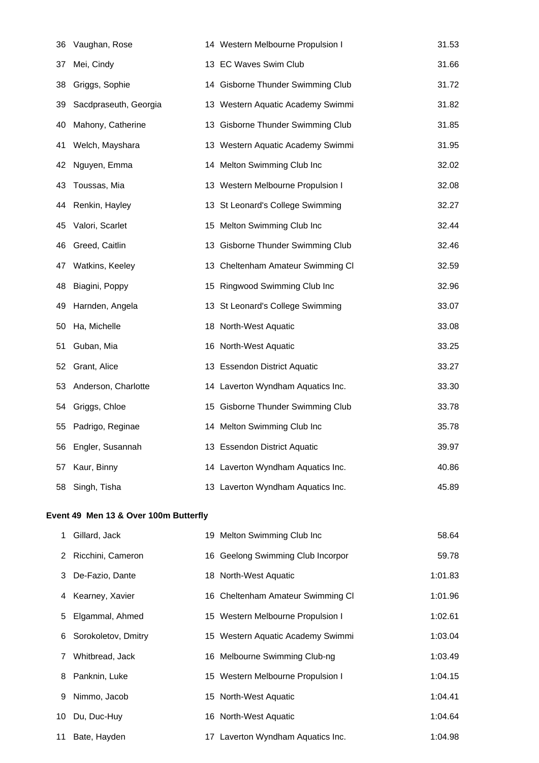| Place | Name | Age | Club | Time |
|---|---|---|---|---|
| 36 | Vaughan, Rose | 14 | Western Melbourne Propulsion I | 31.53 |
| 37 | Mei, Cindy | 13 | EC Waves Swim Club | 31.66 |
| 38 | Griggs, Sophie | 14 | Gisborne Thunder Swimming Club | 31.72 |
| 39 | Sacdpraseuth, Georgia | 13 | Western Aquatic Academy Swimmi | 31.82 |
| 40 | Mahony, Catherine | 13 | Gisborne Thunder Swimming Club | 31.85 |
| 41 | Welch, Mayshara | 13 | Western Aquatic Academy Swimmi | 31.95 |
| 42 | Nguyen, Emma | 14 | Melton Swimming Club Inc | 32.02 |
| 43 | Toussas, Mia | 13 | Western Melbourne Propulsion I | 32.08 |
| 44 | Renkin, Hayley | 13 | St Leonard's College Swimming | 32.27 |
| 45 | Valori, Scarlet | 15 | Melton Swimming Club Inc | 32.44 |
| 46 | Greed, Caitlin | 13 | Gisborne Thunder Swimming Club | 32.46 |
| 47 | Watkins, Keeley | 13 | Cheltenham Amateur Swimming Cl | 32.59 |
| 48 | Biagini, Poppy | 15 | Ringwood Swimming Club Inc | 32.96 |
| 49 | Harnden, Angela | 13 | St Leonard's College Swimming | 33.07 |
| 50 | Ha, Michelle | 18 | North-West Aquatic | 33.08 |
| 51 | Guban, Mia | 16 | North-West Aquatic | 33.25 |
| 52 | Grant, Alice | 13 | Essendon District Aquatic | 33.27 |
| 53 | Anderson, Charlotte | 14 | Laverton Wyndham Aquatics Inc. | 33.30 |
| 54 | Griggs, Chloe | 15 | Gisborne Thunder Swimming Club | 33.78 |
| 55 | Padrigo, Reginae | 14 | Melton Swimming Club Inc | 35.78 |
| 56 | Engler, Susannah | 13 | Essendon District Aquatic | 39.97 |
| 57 | Kaur, Binny | 14 | Laverton Wyndham Aquatics Inc. | 40.86 |
| 58 | Singh, Tisha | 13 | Laverton Wyndham Aquatics Inc. | 45.89 |

**Event 49 Men 13 & Over 100m Butterfly**

| Place | Name | Age | Club | Time |
|---|---|---|---|---|
| 1 | Gillard, Jack | 19 | Melton Swimming Club Inc | 58.64 |
| 2 | Ricchini, Cameron | 16 | Geelong Swimming Club Incorpor | 59.78 |
| 3 | De-Fazio, Dante | 18 | North-West Aquatic | 1:01.83 |
| 4 | Kearney, Xavier | 16 | Cheltenham Amateur Swimming Cl | 1:01.96 |
| 5 | Elgammal, Ahmed | 15 | Western Melbourne Propulsion I | 1:02.61 |
| 6 | Sorokoletov, Dmitry | 15 | Western Aquatic Academy Swimmi | 1:03.04 |
| 7 | Whitbread, Jack | 16 | Melbourne Swimming Club-ng | 1:03.49 |
| 8 | Panknin, Luke | 15 | Western Melbourne Propulsion I | 1:04.15 |
| 9 | Nimmo, Jacob | 15 | North-West Aquatic | 1:04.41 |
| 10 | Du, Duc-Huy | 16 | North-West Aquatic | 1:04.64 |
| 11 | Bate, Hayden | 17 | Laverton Wyndham Aquatics Inc. | 1:04.98 |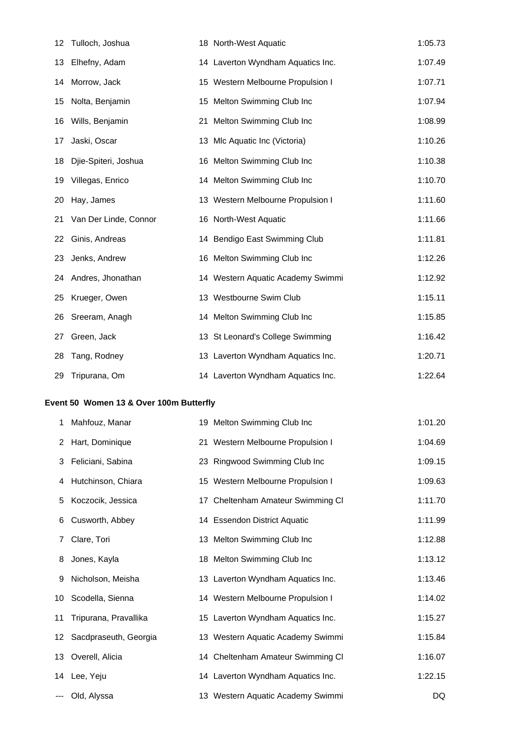| | | | | |
|---|---|---|---|---|
| 12 | Tulloch, Joshua | 18 | North-West Aquatic | 1:05.73 |
| 13 | Elhefny, Adam | 14 | Laverton Wyndham Aquatics Inc. | 1:07.49 |
| 14 | Morrow, Jack | 15 | Western Melbourne Propulsion I | 1:07.71 |
| 15 | Nolta, Benjamin | 15 | Melton Swimming Club Inc | 1:07.94 |
| 16 | Wills, Benjamin | 21 | Melton Swimming Club Inc | 1:08.99 |
| 17 | Jaski, Oscar | 13 | Mlc Aquatic Inc (Victoria) | 1:10.26 |
| 18 | Djie-Spiteri, Joshua | 16 | Melton Swimming Club Inc | 1:10.38 |
| 19 | Villegas, Enrico | 14 | Melton Swimming Club Inc | 1:10.70 |
| 20 | Hay, James | 13 | Western Melbourne Propulsion I | 1:11.60 |
| 21 | Van Der Linde, Connor | 16 | North-West Aquatic | 1:11.66 |
| 22 | Ginis, Andreas | 14 | Bendigo East Swimming Club | 1:11.81 |
| 23 | Jenks, Andrew | 16 | Melton Swimming Club Inc | 1:12.26 |
| 24 | Andres, Jhonathan | 14 | Western Aquatic Academy Swimmi | 1:12.92 |
| 25 | Krueger, Owen | 13 | Westbourne Swim Club | 1:15.11 |
| 26 | Sreeram, Anagh | 14 | Melton Swimming Club Inc | 1:15.85 |
| 27 | Green, Jack | 13 | St Leonard's College Swimming | 1:16.42 |
| 28 | Tang, Rodney | 13 | Laverton Wyndham Aquatics Inc. | 1:20.71 |
| 29 | Tripurana, Om | 14 | Laverton Wyndham Aquatics Inc. | 1:22.64 |

**Event 50 Women 13 & Over 100m Butterfly**

| | | | | |
|---|---|---|---|---|
| 1 | Mahfouz, Manar | 19 | Melton Swimming Club Inc | 1:01.20 |
| 2 | Hart, Dominique | 21 | Western Melbourne Propulsion I | 1:04.69 |
| 3 | Feliciani, Sabina | 23 | Ringwood Swimming Club Inc | 1:09.15 |
| 4 | Hutchinson, Chiara | 15 | Western Melbourne Propulsion I | 1:09.63 |
| 5 | Koczocik, Jessica | 17 | Cheltenham Amateur Swimming Cl | 1:11.70 |
| 6 | Cusworth, Abbey | 14 | Essendon District Aquatic | 1:11.99 |
| 7 | Clare, Tori | 13 | Melton Swimming Club Inc | 1:12.88 |
| 8 | Jones, Kayla | 18 | Melton Swimming Club Inc | 1:13.12 |
| 9 | Nicholson, Meisha | 13 | Laverton Wyndham Aquatics Inc. | 1:13.46 |
| 10 | Scodella, Sienna | 14 | Western Melbourne Propulsion I | 1:14.02 |
| 11 | Tripurana, Pravallika | 15 | Laverton Wyndham Aquatics Inc. | 1:15.27 |
| 12 | Sacdpraseuth, Georgia | 13 | Western Aquatic Academy Swimmi | 1:15.84 |
| 13 | Overell, Alicia | 14 | Cheltenham Amateur Swimming Cl | 1:16.07 |
| 14 | Lee, Yeju | 14 | Laverton Wyndham Aquatics Inc. | 1:22.15 |
| --- | Old, Alyssa | 13 | Western Aquatic Academy Swimmi | DQ |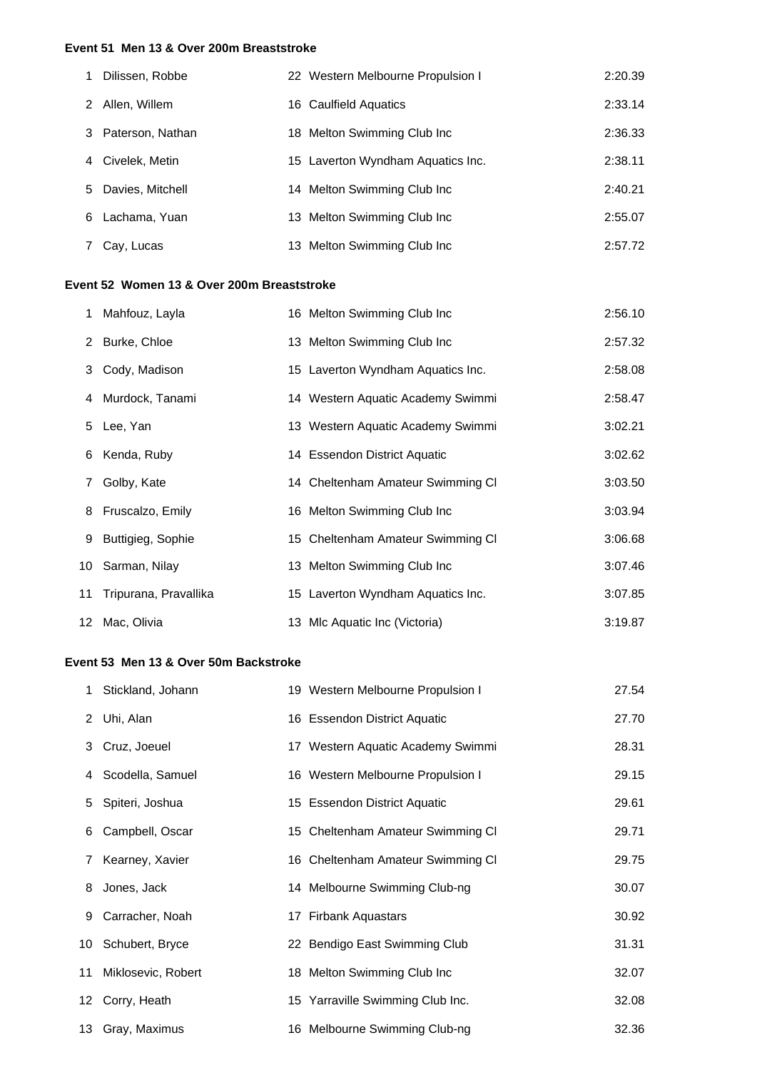**Event 51 Men 13 & Over 200m Breaststroke**

| | | | | |
|---|---|---|---|---|
| 1 | Dilissen, Robbe | 22 | Western Melbourne Propulsion I | 2:20.39 |
| 2 | Allen, Willem | 16 | Caulfield Aquatics | 2:33.14 |
| 3 | Paterson, Nathan | 18 | Melton Swimming Club Inc | 2:36.33 |
| 4 | Civelek, Metin | 15 | Laverton Wyndham Aquatics Inc. | 2:38.11 |
| 5 | Davies, Mitchell | 14 | Melton Swimming Club Inc | 2:40.21 |
| 6 | Lachama, Yuan | 13 | Melton Swimming Club Inc | 2:55.07 |
| 7 | Cay, Lucas | 13 | Melton Swimming Club Inc | 2:57.72 |

**Event 52 Women 13 & Over 200m Breaststroke**

| | | | | |
|---|---|---|---|---|
| 1 | Mahfouz, Layla | 16 | Melton Swimming Club Inc | 2:56.10 |
| 2 | Burke, Chloe | 13 | Melton Swimming Club Inc | 2:57.32 |
| 3 | Cody, Madison | 15 | Laverton Wyndham Aquatics Inc. | 2:58.08 |
| 4 | Murdock, Tanami | 14 | Western Aquatic Academy Swimmi | 2:58.47 |
| 5 | Lee, Yan | 13 | Western Aquatic Academy Swimmi | 3:02.21 |
| 6 | Kenda, Ruby | 14 | Essendon District Aquatic | 3:02.62 |
| 7 | Golby, Kate | 14 | Cheltenham Amateur Swimming Cl | 3:03.50 |
| 8 | Fruscalzo, Emily | 16 | Melton Swimming Club Inc | 3:03.94 |
| 9 | Buttigieg, Sophie | 15 | Cheltenham Amateur Swimming Cl | 3:06.68 |
| 10 | Sarman, Nilay | 13 | Melton Swimming Club Inc | 3:07.46 |
| 11 | Tripurana, Pravallika | 15 | Laverton Wyndham Aquatics Inc. | 3:07.85 |
| 12 | Mac, Olivia | 13 | Mlc Aquatic Inc (Victoria) | 3:19.87 |

**Event 53 Men 13 & Over 50m Backstroke**

| | | | | |
|---|---|---|---|---|
| 1 | Stickland, Johann | 19 | Western Melbourne Propulsion I | 27.54 |
| 2 | Uhi, Alan | 16 | Essendon District Aquatic | 27.70 |
| 3 | Cruz, Joeuel | 17 | Western Aquatic Academy Swimmi | 28.31 |
| 4 | Scodella, Samuel | 16 | Western Melbourne Propulsion I | 29.15 |
| 5 | Spiteri, Joshua | 15 | Essendon District Aquatic | 29.61 |
| 6 | Campbell, Oscar | 15 | Cheltenham Amateur Swimming Cl | 29.71 |
| 7 | Kearney, Xavier | 16 | Cheltenham Amateur Swimming Cl | 29.75 |
| 8 | Jones, Jack | 14 | Melbourne Swimming Club-ng | 30.07 |
| 9 | Carracher, Noah | 17 | Firbank Aquastars | 30.92 |
| 10 | Schubert, Bryce | 22 | Bendigo East Swimming Club | 31.31 |
| 11 | Miklosevic, Robert | 18 | Melton Swimming Club Inc | 32.07 |
| 12 | Corry, Heath | 15 | Yarraville Swimming Club Inc. | 32.08 |
| 13 | Gray, Maximus | 16 | Melbourne Swimming Club-ng | 32.36 |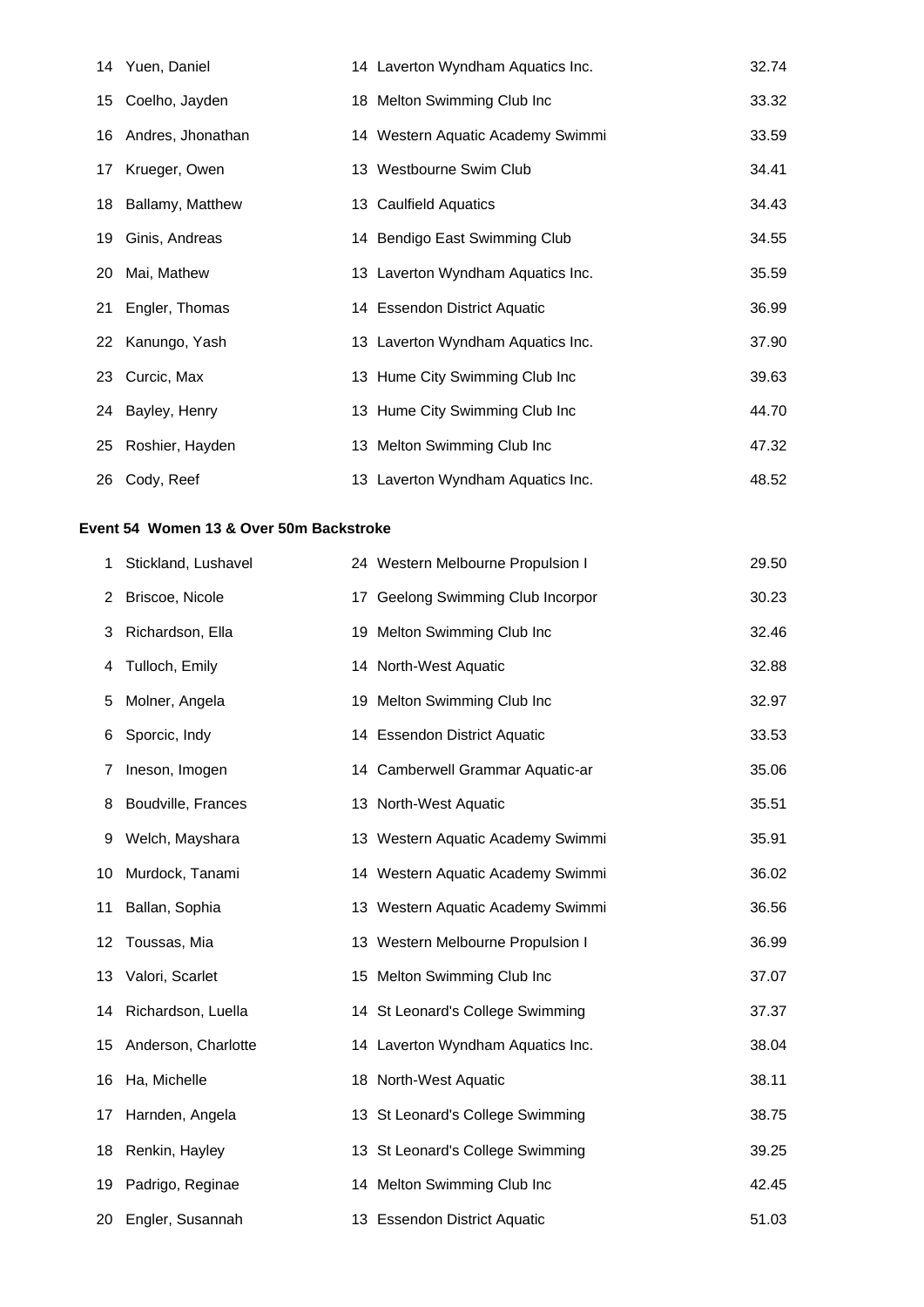| | | | | |
|---|---|---|---|---|
| 14 | Yuen, Daniel | 14 | Laverton Wyndham Aquatics Inc. | 32.74 |
| 15 | Coelho, Jayden | 18 | Melton Swimming Club Inc | 33.32 |
| 16 | Andres, Jhonathan | 14 | Western Aquatic Academy Swimmi | 33.59 |
| 17 | Krueger, Owen | 13 | Westbourne Swim Club | 34.41 |
| 18 | Ballamy, Matthew | 13 | Caulfield Aquatics | 34.43 |
| 19 | Ginis, Andreas | 14 | Bendigo East Swimming Club | 34.55 |
| 20 | Mai, Mathew | 13 | Laverton Wyndham Aquatics Inc. | 35.59 |
| 21 | Engler, Thomas | 14 | Essendon District Aquatic | 36.99 |
| 22 | Kanungo, Yash | 13 | Laverton Wyndham Aquatics Inc. | 37.90 |
| 23 | Curcic, Max | 13 | Hume City Swimming Club Inc | 39.63 |
| 24 | Bayley, Henry | 13 | Hume City Swimming Club Inc | 44.70 |
| 25 | Roshier, Hayden | 13 | Melton Swimming Club Inc | 47.32 |
| 26 | Cody, Reef | 13 | Laverton Wyndham Aquatics Inc. | 48.52 |

**Event 54 Women 13 & Over 50m Backstroke**

| | | | | |
|---|---|---|---|---|
| 1 | Stickland, Lushavel | 24 | Western Melbourne Propulsion I | 29.50 |
| 2 | Briscoe, Nicole | 17 | Geelong Swimming Club Incorpor | 30.23 |
| 3 | Richardson, Ella | 19 | Melton Swimming Club Inc | 32.46 |
| 4 | Tulloch, Emily | 14 | North-West Aquatic | 32.88 |
| 5 | Molner, Angela | 19 | Melton Swimming Club Inc | 32.97 |
| 6 | Sporcic, Indy | 14 | Essendon District Aquatic | 33.53 |
| 7 | Ineson, Imogen | 14 | Camberwell Grammar Aquatic-ar | 35.06 |
| 8 | Boudville, Frances | 13 | North-West Aquatic | 35.51 |
| 9 | Welch, Mayshara | 13 | Western Aquatic Academy Swimmi | 35.91 |
| 10 | Murdock, Tanami | 14 | Western Aquatic Academy Swimmi | 36.02 |
| 11 | Ballan, Sophia | 13 | Western Aquatic Academy Swimmi | 36.56 |
| 12 | Toussas, Mia | 13 | Western Melbourne Propulsion I | 36.99 |
| 13 | Valori, Scarlet | 15 | Melton Swimming Club Inc | 37.07 |
| 14 | Richardson, Luella | 14 | St Leonard's College Swimming | 37.37 |
| 15 | Anderson, Charlotte | 14 | Laverton Wyndham Aquatics Inc. | 38.04 |
| 16 | Ha, Michelle | 18 | North-West Aquatic | 38.11 |
| 17 | Harnden, Angela | 13 | St Leonard's College Swimming | 38.75 |
| 18 | Renkin, Hayley | 13 | St Leonard's College Swimming | 39.25 |
| 19 | Padrigo, Reginae | 14 | Melton Swimming Club Inc | 42.45 |
| 20 | Engler, Susannah | 13 | Essendon District Aquatic | 51.03 |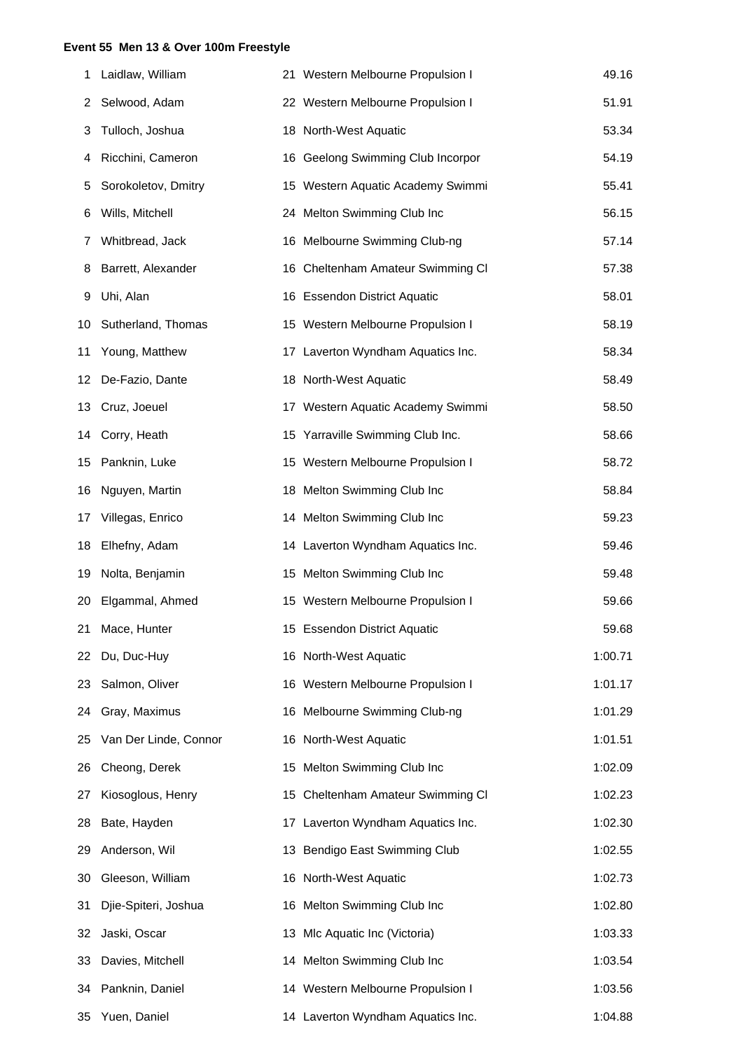**Event 55 Men 13 & Over 100m Freestyle**

| | | | | |
|---|---|---|---|---|
| 1 | Laidlaw, William | 21 | Western Melbourne Propulsion I | 49.16 |
| 2 | Selwood, Adam | 22 | Western Melbourne Propulsion I | 51.91 |
| 3 | Tulloch, Joshua | 18 | North-West Aquatic | 53.34 |
| 4 | Ricchini, Cameron | 16 | Geelong Swimming Club Incorpor | 54.19 |
| 5 | Sorokoletov, Dmitry | 15 | Western Aquatic Academy Swimmi | 55.41 |
| 6 | Wills, Mitchell | 24 | Melton Swimming Club Inc | 56.15 |
| 7 | Whitbread, Jack | 16 | Melbourne Swimming Club-ng | 57.14 |
| 8 | Barrett, Alexander | 16 | Cheltenham Amateur Swimming Cl | 57.38 |
| 9 | Uhi, Alan | 16 | Essendon District Aquatic | 58.01 |
| 10 | Sutherland, Thomas | 15 | Western Melbourne Propulsion I | 58.19 |
| 11 | Young, Matthew | 17 | Laverton Wyndham Aquatics Inc. | 58.34 |
| 12 | De-Fazio, Dante | 18 | North-West Aquatic | 58.49 |
| 13 | Cruz, Joeuel | 17 | Western Aquatic Academy Swimmi | 58.50 |
| 14 | Corry, Heath | 15 | Yarraville Swimming Club Inc. | 58.66 |
| 15 | Panknin, Luke | 15 | Western Melbourne Propulsion I | 58.72 |
| 16 | Nguyen, Martin | 18 | Melton Swimming Club Inc | 58.84 |
| 17 | Villegas, Enrico | 14 | Melton Swimming Club Inc | 59.23 |
| 18 | Elhefny, Adam | 14 | Laverton Wyndham Aquatics Inc. | 59.46 |
| 19 | Nolta, Benjamin | 15 | Melton Swimming Club Inc | 59.48 |
| 20 | Elgammal, Ahmed | 15 | Western Melbourne Propulsion I | 59.66 |
| 21 | Mace, Hunter | 15 | Essendon District Aquatic | 59.68 |
| 22 | Du, Duc-Huy | 16 | North-West Aquatic | 1:00.71 |
| 23 | Salmon, Oliver | 16 | Western Melbourne Propulsion I | 1:01.17 |
| 24 | Gray, Maximus | 16 | Melbourne Swimming Club-ng | 1:01.29 |
| 25 | Van Der Linde, Connor | 16 | North-West Aquatic | 1:01.51 |
| 26 | Cheong, Derek | 15 | Melton Swimming Club Inc | 1:02.09 |
| 27 | Kiosoglous, Henry | 15 | Cheltenham Amateur Swimming Cl | 1:02.23 |
| 28 | Bate, Hayden | 17 | Laverton Wyndham Aquatics Inc. | 1:02.30 |
| 29 | Anderson, Wil | 13 | Bendigo East Swimming Club | 1:02.55 |
| 30 | Gleeson, William | 16 | North-West Aquatic | 1:02.73 |
| 31 | Djie-Spiteri, Joshua | 16 | Melton Swimming Club Inc | 1:02.80 |
| 32 | Jaski, Oscar | 13 | Mlc Aquatic Inc (Victoria) | 1:03.33 |
| 33 | Davies, Mitchell | 14 | Melton Swimming Club Inc | 1:03.54 |
| 34 | Panknin, Daniel | 14 | Western Melbourne Propulsion I | 1:03.56 |
| 35 | Yuen, Daniel | 14 | Laverton Wyndham Aquatics Inc. | 1:04.88 |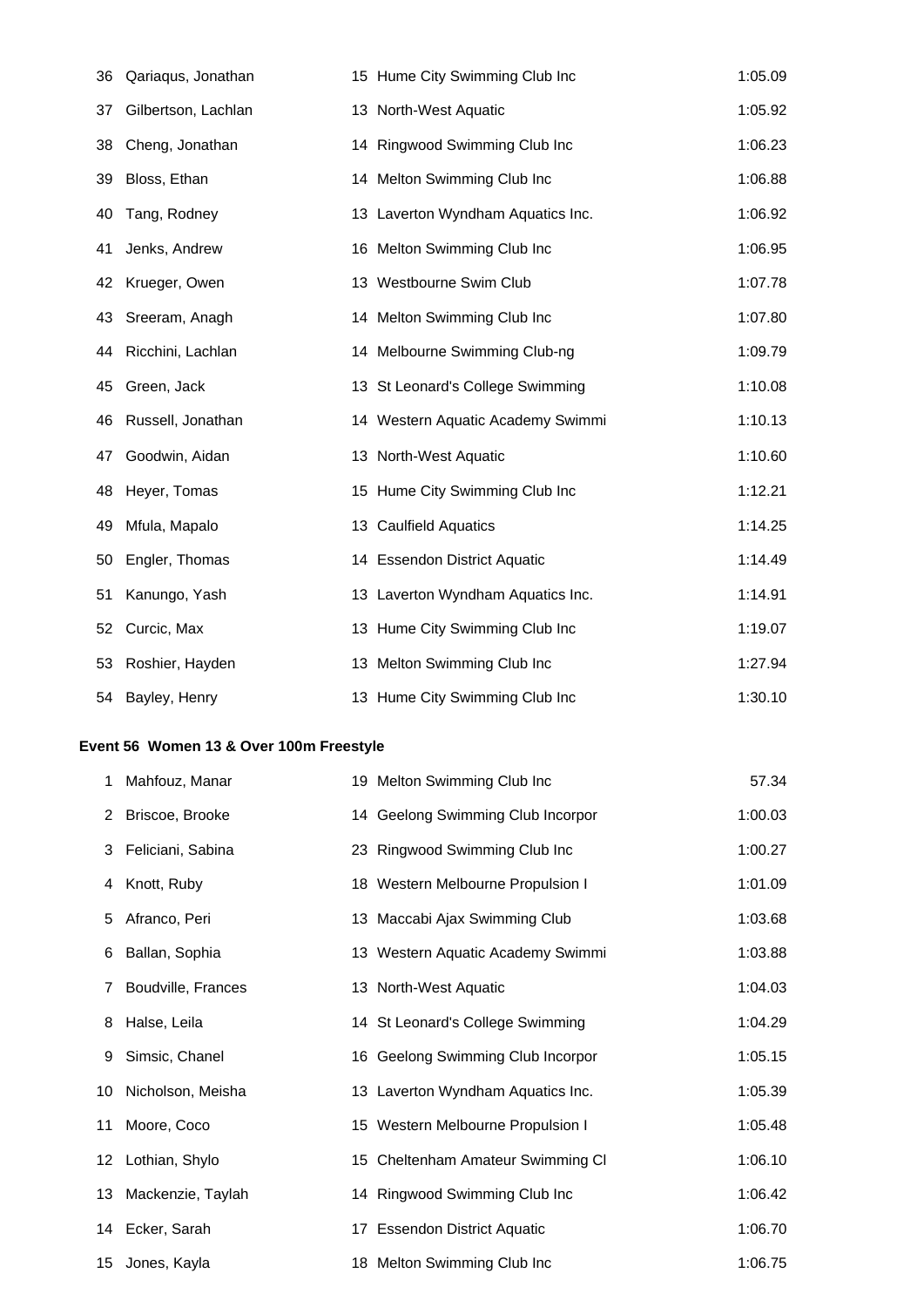| | | | | |
|---|---|---|---|---|
| 36 | Qariaqus, Jonathan | 15 | Hume City Swimming Club Inc | 1:05.09 |
| 37 | Gilbertson, Lachlan | 13 | North-West Aquatic | 1:05.92 |
| 38 | Cheng, Jonathan | 14 | Ringwood Swimming Club Inc | 1:06.23 |
| 39 | Bloss, Ethan | 14 | Melton Swimming Club Inc | 1:06.88 |
| 40 | Tang, Rodney | 13 | Laverton Wyndham Aquatics Inc. | 1:06.92 |
| 41 | Jenks, Andrew | 16 | Melton Swimming Club Inc | 1:06.95 |
| 42 | Krueger, Owen | 13 | Westbourne Swim Club | 1:07.78 |
| 43 | Sreeram, Anagh | 14 | Melton Swimming Club Inc | 1:07.80 |
| 44 | Ricchini, Lachlan | 14 | Melbourne Swimming Club-ng | 1:09.79 |
| 45 | Green, Jack | 13 | St Leonard's College Swimming | 1:10.08 |
| 46 | Russell, Jonathan | 14 | Western Aquatic Academy Swimmi | 1:10.13 |
| 47 | Goodwin, Aidan | 13 | North-West Aquatic | 1:10.60 |
| 48 | Heyer, Tomas | 15 | Hume City Swimming Club Inc | 1:12.21 |
| 49 | Mfula, Mapalo | 13 | Caulfield Aquatics | 1:14.25 |
| 50 | Engler, Thomas | 14 | Essendon District Aquatic | 1:14.49 |
| 51 | Kanungo, Yash | 13 | Laverton Wyndham Aquatics Inc. | 1:14.91 |
| 52 | Curcic, Max | 13 | Hume City Swimming Club Inc | 1:19.07 |
| 53 | Roshier, Hayden | 13 | Melton Swimming Club Inc | 1:27.94 |
| 54 | Bayley, Henry | 13 | Hume City Swimming Club Inc | 1:30.10 |

**Event 56 Women 13 & Over 100m Freestyle**

| | | | | |
|---|---|---|---|---|
| 1 | Mahfouz, Manar | 19 | Melton Swimming Club Inc | 57.34 |
| 2 | Briscoe, Brooke | 14 | Geelong Swimming Club Incorpor | 1:00.03 |
| 3 | Feliciani, Sabina | 23 | Ringwood Swimming Club Inc | 1:00.27 |
| 4 | Knott, Ruby | 18 | Western Melbourne Propulsion I | 1:01.09 |
| 5 | Afranco, Peri | 13 | Maccabi Ajax Swimming Club | 1:03.68 |
| 6 | Ballan, Sophia | 13 | Western Aquatic Academy Swimmi | 1:03.88 |
| 7 | Boudville, Frances | 13 | North-West Aquatic | 1:04.03 |
| 8 | Halse, Leila | 14 | St Leonard's College Swimming | 1:04.29 |
| 9 | Simsic, Chanel | 16 | Geelong Swimming Club Incorpor | 1:05.15 |
| 10 | Nicholson, Meisha | 13 | Laverton Wyndham Aquatics Inc. | 1:05.39 |
| 11 | Moore, Coco | 15 | Western Melbourne Propulsion I | 1:05.48 |
| 12 | Lothian, Shylo | 15 | Cheltenham Amateur Swimming Cl | 1:06.10 |
| 13 | Mackenzie, Taylah | 14 | Ringwood Swimming Club Inc | 1:06.42 |
| 14 | Ecker, Sarah | 17 | Essendon District Aquatic | 1:06.70 |
| 15 | Jones, Kayla | 18 | Melton Swimming Club Inc | 1:06.75 |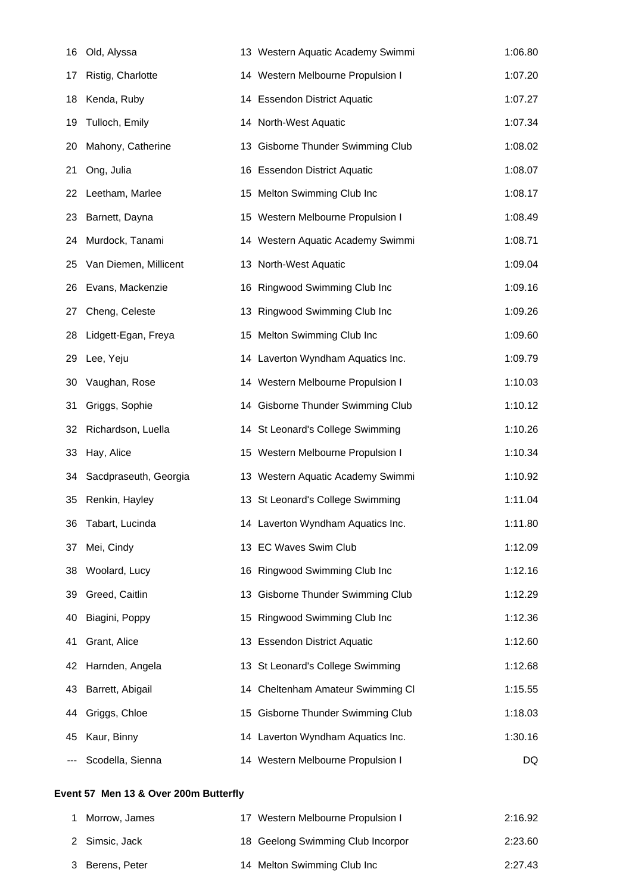| | | | | |
|---|---|---|---|---|
| 16 | Old, Alyssa | 13 | Western Aquatic Academy Swimmi | 1:06.80 |
| 17 | Ristig, Charlotte | 14 | Western Melbourne Propulsion I | 1:07.20 |
| 18 | Kenda, Ruby | 14 | Essendon District Aquatic | 1:07.27 |
| 19 | Tulloch, Emily | 14 | North-West Aquatic | 1:07.34 |
| 20 | Mahony, Catherine | 13 | Gisborne Thunder Swimming Club | 1:08.02 |
| 21 | Ong, Julia | 16 | Essendon District Aquatic | 1:08.07 |
| 22 | Leetham, Marlee | 15 | Melton Swimming Club Inc | 1:08.17 |
| 23 | Barnett, Dayna | 15 | Western Melbourne Propulsion I | 1:08.49 |
| 24 | Murdock, Tanami | 14 | Western Aquatic Academy Swimmi | 1:08.71 |
| 25 | Van Diemen, Millicent | 13 | North-West Aquatic | 1:09.04 |
| 26 | Evans, Mackenzie | 16 | Ringwood Swimming Club Inc | 1:09.16 |
| 27 | Cheng, Celeste | 13 | Ringwood Swimming Club Inc | 1:09.26 |
| 28 | Lidgett-Egan, Freya | 15 | Melton Swimming Club Inc | 1:09.60 |
| 29 | Lee, Yeju | 14 | Laverton Wyndham Aquatics Inc. | 1:09.79 |
| 30 | Vaughan, Rose | 14 | Western Melbourne Propulsion I | 1:10.03 |
| 31 | Griggs, Sophie | 14 | Gisborne Thunder Swimming Club | 1:10.12 |
| 32 | Richardson, Luella | 14 | St Leonard's College Swimming | 1:10.26 |
| 33 | Hay, Alice | 15 | Western Melbourne Propulsion I | 1:10.34 |
| 34 | Sacdpraseuth, Georgia | 13 | Western Aquatic Academy Swimmi | 1:10.92 |
| 35 | Renkin, Hayley | 13 | St Leonard's College Swimming | 1:11.04 |
| 36 | Tabart, Lucinda | 14 | Laverton Wyndham Aquatics Inc. | 1:11.80 |
| 37 | Mei, Cindy | 13 | EC Waves Swim Club | 1:12.09 |
| 38 | Woolard, Lucy | 16 | Ringwood Swimming Club Inc | 1:12.16 |
| 39 | Greed, Caitlin | 13 | Gisborne Thunder Swimming Club | 1:12.29 |
| 40 | Biagini, Poppy | 15 | Ringwood Swimming Club Inc | 1:12.36 |
| 41 | Grant, Alice | 13 | Essendon District Aquatic | 1:12.60 |
| 42 | Harnden, Angela | 13 | St Leonard's College Swimming | 1:12.68 |
| 43 | Barrett, Abigail | 14 | Cheltenham Amateur Swimming Cl | 1:15.55 |
| 44 | Griggs, Chloe | 15 | Gisborne Thunder Swimming Club | 1:18.03 |
| 45 | Kaur, Binny | 14 | Laverton Wyndham Aquatics Inc. | 1:30.16 |
| --- | Scodella, Sienna | 14 | Western Melbourne Propulsion I | DQ |

**Event 57 Men 13 & Over 200m Butterfly**

| | | | | |
|---|---|---|---|---|
| 1 | Morrow, James | 17 | Western Melbourne Propulsion I | 2:16.92 |
| 2 | Simsic, Jack | 18 | Geelong Swimming Club Incorpor | 2:23.60 |
| 3 | Berens, Peter | 14 | Melton Swimming Club Inc | 2:27.43 |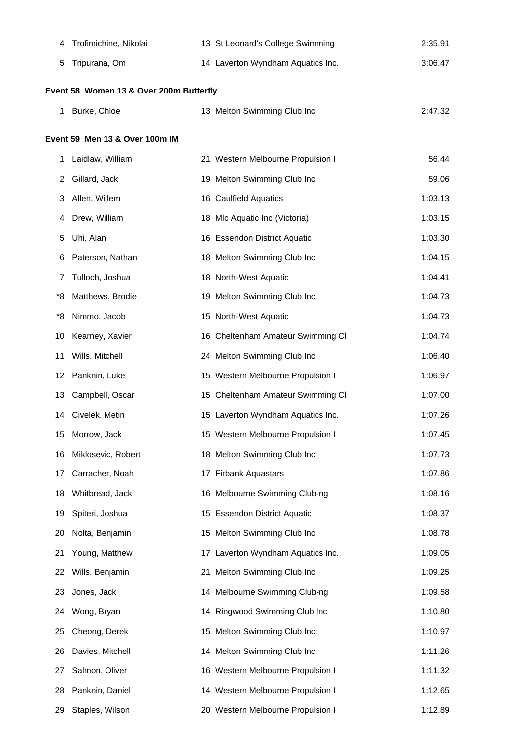| | | | | |
|---|---|---|---|---|
| 4 | Trofimichine, Nikolai | 13 | St Leonard's College Swimming | 2:35.91 |
| 5 | Tripurana, Om | 14 | Laverton Wyndham Aquatics Inc. | 3:06.47 |

**Event 58 Women 13 & Over 200m Butterfly**

| | | | | |
|---|---|---|---|---|
| 1 | Burke, Chloe | 13 | Melton Swimming Club Inc | 2:47.32 |

**Event 59 Men 13 & Over 100m IM**

| | | | | |
|---|---|---|---|---|
| 1 | Laidlaw, William | 21 | Western Melbourne Propulsion I | 56.44 |
| 2 | Gillard, Jack | 19 | Melton Swimming Club Inc | 59.06 |
| 3 | Allen, Willem | 16 | Caulfield Aquatics | 1:03.13 |
| 4 | Drew, William | 18 | Mlc Aquatic Inc (Victoria) | 1:03.15 |
| 5 | Uhi, Alan | 16 | Essendon District Aquatic | 1:03.30 |
| 6 | Paterson, Nathan | 18 | Melton Swimming Club Inc | 1:04.15 |
| 7 | Tulloch, Joshua | 18 | North-West Aquatic | 1:04.41 |
| *8 | Matthews, Brodie | 19 | Melton Swimming Club Inc | 1:04.73 |
| *8 | Nimmo, Jacob | 15 | North-West Aquatic | 1:04.73 |
| 10 | Kearney, Xavier | 16 | Cheltenham Amateur Swimming Cl | 1:04.74 |
| 11 | Wills, Mitchell | 24 | Melton Swimming Club Inc | 1:06.40 |
| 12 | Panknin, Luke | 15 | Western Melbourne Propulsion I | 1:06.97 |
| 13 | Campbell, Oscar | 15 | Cheltenham Amateur Swimming Cl | 1:07.00 |
| 14 | Civelek, Metin | 15 | Laverton Wyndham Aquatics Inc. | 1:07.26 |
| 15 | Morrow, Jack | 15 | Western Melbourne Propulsion I | 1:07.45 |
| 16 | Miklosevic, Robert | 18 | Melton Swimming Club Inc | 1:07.73 |
| 17 | Carracher, Noah | 17 | Firbank Aquastars | 1:07.86 |
| 18 | Whitbread, Jack | 16 | Melbourne Swimming Club-ng | 1:08.16 |
| 19 | Spiteri, Joshua | 15 | Essendon District Aquatic | 1:08.37 |
| 20 | Nolta, Benjamin | 15 | Melton Swimming Club Inc | 1:08.78 |
| 21 | Young, Matthew | 17 | Laverton Wyndham Aquatics Inc. | 1:09.05 |
| 22 | Wills, Benjamin | 21 | Melton Swimming Club Inc | 1:09.25 |
| 23 | Jones, Jack | 14 | Melbourne Swimming Club-ng | 1:09.58 |
| 24 | Wong, Bryan | 14 | Ringwood Swimming Club Inc | 1:10.80 |
| 25 | Cheong, Derek | 15 | Melton Swimming Club Inc | 1:10.97 |
| 26 | Davies, Mitchell | 14 | Melton Swimming Club Inc | 1:11.26 |
| 27 | Salmon, Oliver | 16 | Western Melbourne Propulsion I | 1:11.32 |
| 28 | Panknin, Daniel | 14 | Western Melbourne Propulsion I | 1:12.65 |
| 29 | Staples, Wilson | 20 | Western Melbourne Propulsion I | 1:12.89 |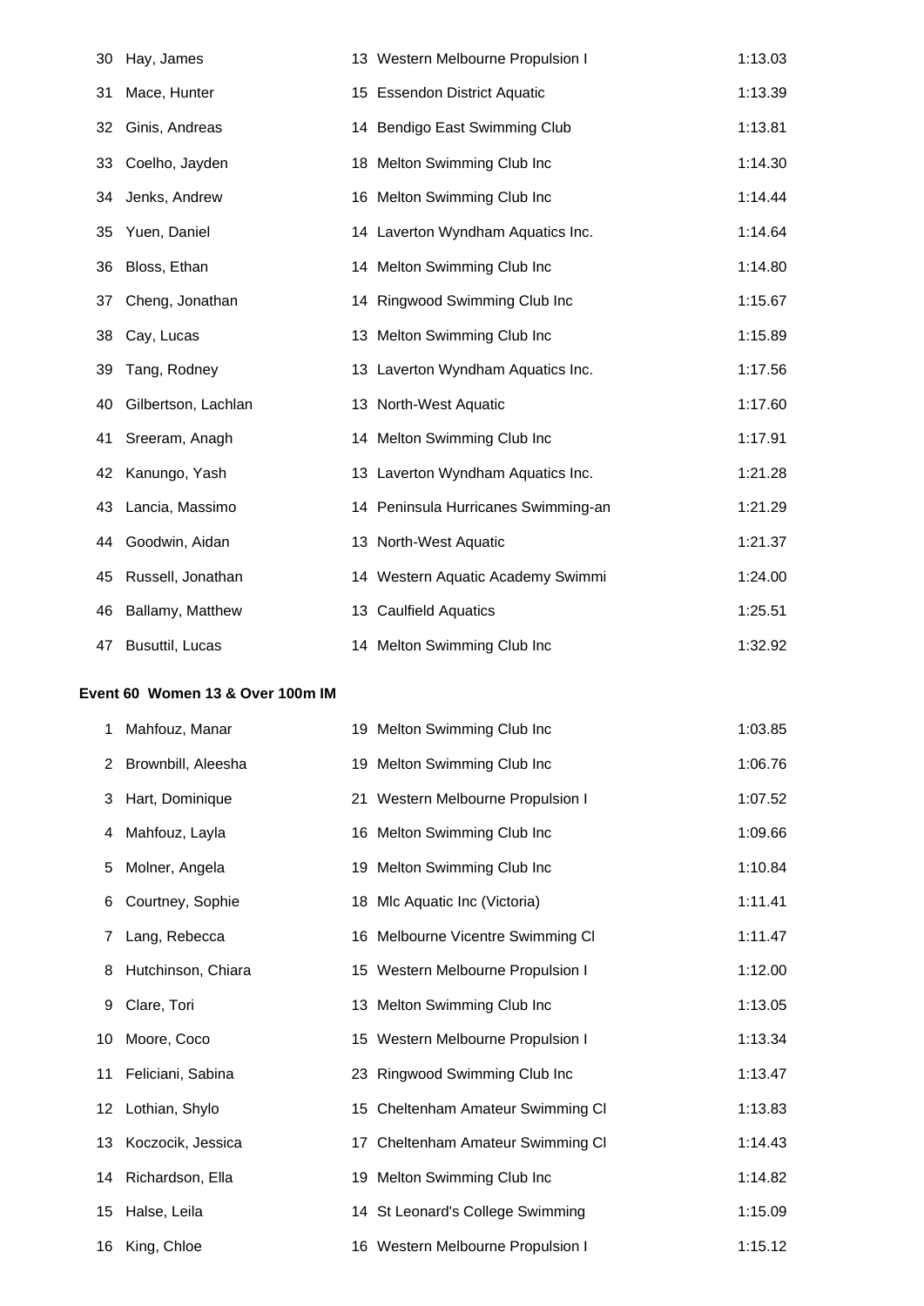| | | | | |
|---|---|---|---|---|
| 30 | Hay, James | 13 | Western Melbourne Propulsion I | 1:13.03 |
| 31 | Mace, Hunter | 15 | Essendon District Aquatic | 1:13.39 |
| 32 | Ginis, Andreas | 14 | Bendigo East Swimming Club | 1:13.81 |
| 33 | Coelho, Jayden | 18 | Melton Swimming Club Inc | 1:14.30 |
| 34 | Jenks, Andrew | 16 | Melton Swimming Club Inc | 1:14.44 |
| 35 | Yuen, Daniel | 14 | Laverton Wyndham Aquatics Inc. | 1:14.64 |
| 36 | Bloss, Ethan | 14 | Melton Swimming Club Inc | 1:14.80 |
| 37 | Cheng, Jonathan | 14 | Ringwood Swimming Club Inc | 1:15.67 |
| 38 | Cay, Lucas | 13 | Melton Swimming Club Inc | 1:15.89 |
| 39 | Tang, Rodney | 13 | Laverton Wyndham Aquatics Inc. | 1:17.56 |
| 40 | Gilbertson, Lachlan | 13 | North-West Aquatic | 1:17.60 |
| 41 | Sreeram, Anagh | 14 | Melton Swimming Club Inc | 1:17.91 |
| 42 | Kanungo, Yash | 13 | Laverton Wyndham Aquatics Inc. | 1:21.28 |
| 43 | Lancia, Massimo | 14 | Peninsula Hurricanes Swimming-an | 1:21.29 |
| 44 | Goodwin, Aidan | 13 | North-West Aquatic | 1:21.37 |
| 45 | Russell, Jonathan | 14 | Western Aquatic Academy Swimmi | 1:24.00 |
| 46 | Ballamy, Matthew | 13 | Caulfield Aquatics | 1:25.51 |
| 47 | Busuttil, Lucas | 14 | Melton Swimming Club Inc | 1:32.92 |

**Event 60 Women 13 & Over 100m IM**

| | | | | |
|---|---|---|---|---|
| 1 | Mahfouz, Manar | 19 | Melton Swimming Club Inc | 1:03.85 |
| 2 | Brownbill, Aleesha | 19 | Melton Swimming Club Inc | 1:06.76 |
| 3 | Hart, Dominique | 21 | Western Melbourne Propulsion I | 1:07.52 |
| 4 | Mahfouz, Layla | 16 | Melton Swimming Club Inc | 1:09.66 |
| 5 | Molner, Angela | 19 | Melton Swimming Club Inc | 1:10.84 |
| 6 | Courtney, Sophie | 18 | Mlc Aquatic Inc (Victoria) | 1:11.41 |
| 7 | Lang, Rebecca | 16 | Melbourne Vicentre Swimming Cl | 1:11.47 |
| 8 | Hutchinson, Chiara | 15 | Western Melbourne Propulsion I | 1:12.00 |
| 9 | Clare, Tori | 13 | Melton Swimming Club Inc | 1:13.05 |
| 10 | Moore, Coco | 15 | Western Melbourne Propulsion I | 1:13.34 |
| 11 | Feliciani, Sabina | 23 | Ringwood Swimming Club Inc | 1:13.47 |
| 12 | Lothian, Shylo | 15 | Cheltenham Amateur Swimming Cl | 1:13.83 |
| 13 | Koczocik, Jessica | 17 | Cheltenham Amateur Swimming Cl | 1:14.43 |
| 14 | Richardson, Ella | 19 | Melton Swimming Club Inc | 1:14.82 |
| 15 | Halse, Leila | 14 | St Leonard's College Swimming | 1:15.09 |
| 16 | King, Chloe | 16 | Western Melbourne Propulsion I | 1:15.12 |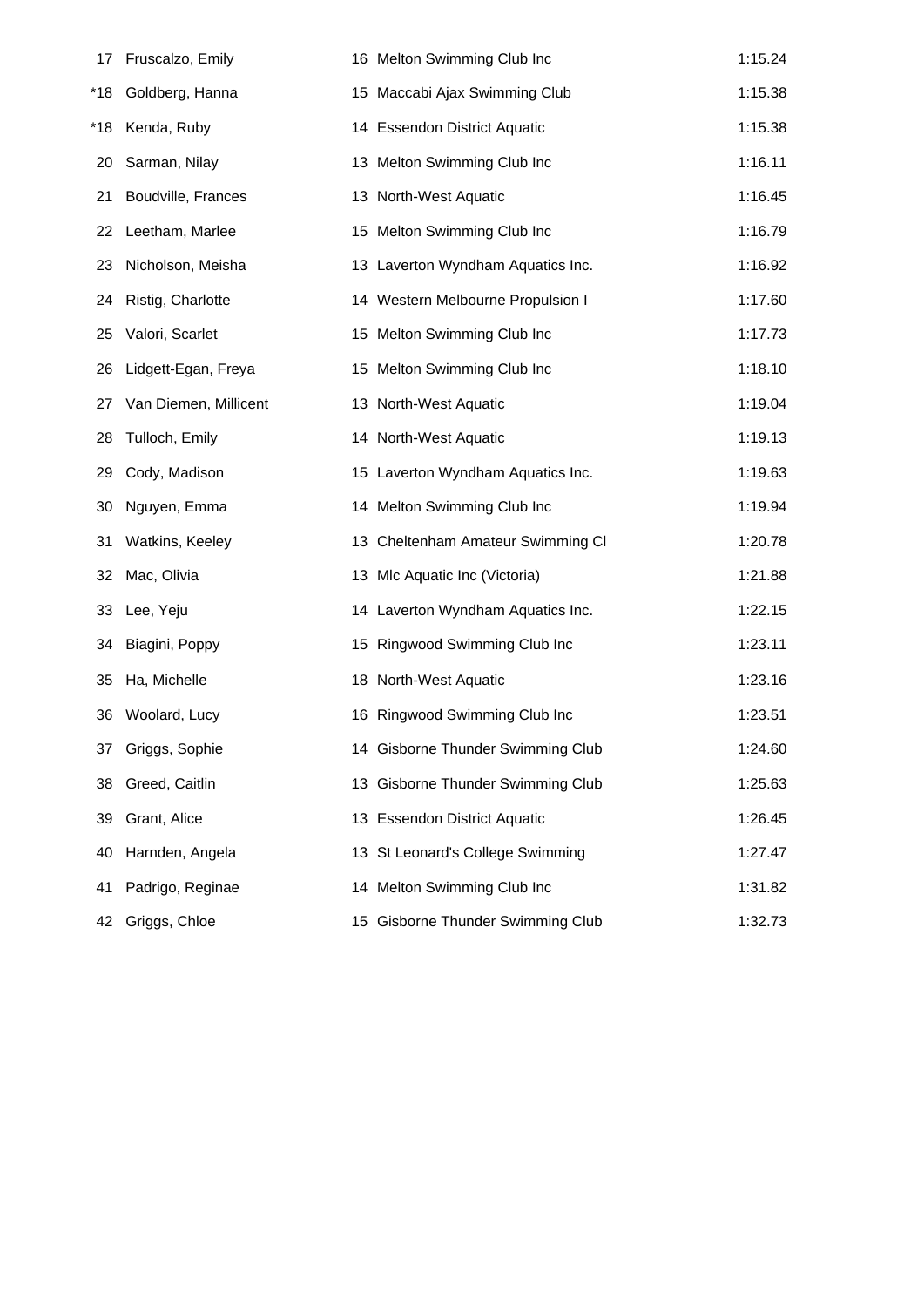| | | | | |
|---|---|---|---|---|
| 17 | Fruscalzo, Emily | 16 | Melton Swimming Club Inc | 1:15.24 |
| *18 | Goldberg, Hanna | 15 | Maccabi Ajax Swimming Club | 1:15.38 |
| *18 | Kenda, Ruby | 14 | Essendon District Aquatic | 1:15.38 |
| 20 | Sarman, Nilay | 13 | Melton Swimming Club Inc | 1:16.11 |
| 21 | Boudville, Frances | 13 | North-West Aquatic | 1:16.45 |
| 22 | Leetham, Marlee | 15 | Melton Swimming Club Inc | 1:16.79 |
| 23 | Nicholson, Meisha | 13 | Laverton Wyndham Aquatics Inc. | 1:16.92 |
| 24 | Ristig, Charlotte | 14 | Western Melbourne Propulsion I | 1:17.60 |
| 25 | Valori, Scarlet | 15 | Melton Swimming Club Inc | 1:17.73 |
| 26 | Lidgett-Egan, Freya | 15 | Melton Swimming Club Inc | 1:18.10 |
| 27 | Van Diemen, Millicent | 13 | North-West Aquatic | 1:19.04 |
| 28 | Tulloch, Emily | 14 | North-West Aquatic | 1:19.13 |
| 29 | Cody, Madison | 15 | Laverton Wyndham Aquatics Inc. | 1:19.63 |
| 30 | Nguyen, Emma | 14 | Melton Swimming Club Inc | 1:19.94 |
| 31 | Watkins, Keeley | 13 | Cheltenham Amateur Swimming Cl | 1:20.78 |
| 32 | Mac, Olivia | 13 | Mlc Aquatic Inc (Victoria) | 1:21.88 |
| 33 | Lee, Yeju | 14 | Laverton Wyndham Aquatics Inc. | 1:22.15 |
| 34 | Biagini, Poppy | 15 | Ringwood Swimming Club Inc | 1:23.11 |
| 35 | Ha, Michelle | 18 | North-West Aquatic | 1:23.16 |
| 36 | Woolard, Lucy | 16 | Ringwood Swimming Club Inc | 1:23.51 |
| 37 | Griggs, Sophie | 14 | Gisborne Thunder Swimming Club | 1:24.60 |
| 38 | Greed, Caitlin | 13 | Gisborne Thunder Swimming Club | 1:25.63 |
| 39 | Grant, Alice | 13 | Essendon District Aquatic | 1:26.45 |
| 40 | Harnden, Angela | 13 | St Leonard's College Swimming | 1:27.47 |
| 41 | Padrigo, Reginae | 14 | Melton Swimming Club Inc | 1:31.82 |
| 42 | Griggs, Chloe | 15 | Gisborne Thunder Swimming Club | 1:32.73 |